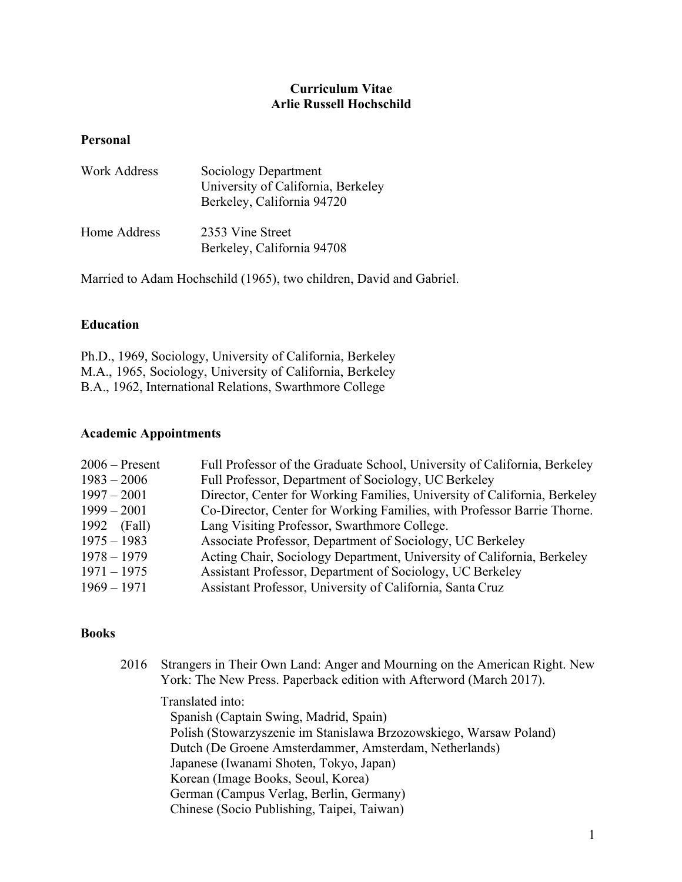# Curriculum Vitae
# Arlie Russell Hochschild

## Personal

| | |
|---|---|
| Work Address | Sociology Department<br>University of California, Berkeley<br>Berkeley, California 94720 |
| Home Address | 2353 Vine Street<br>Berkeley, California 94708 |

Married to Adam Hochschild (1965), two children, David and Gabriel.

## Education

Ph.D., 1969, Sociology, University of California, Berkeley
M.A., 1965, Sociology, University of California, Berkeley
B.A., 1962, International Relations, Swarthmore College

## Academic Appointments

| | |
|---|---|
| 2006 – Present | Full Professor of the Graduate School, University of California, Berkeley |
| 1983 – 2006 | Full Professor, Department of Sociology, UC Berkeley |
| 1997 – 2001 | Director, Center for Working Families, University of California, Berkeley |
| 1999 – 2001 | Co-Director, Center for Working Families, with Professor Barrie Thorne. |
| 1992 (Fall) | Lang Visiting Professor, Swarthmore College. |
| 1975 – 1983 | Associate Professor, Department of Sociology, UC Berkeley |
| 1978 – 1979 | Acting Chair, Sociology Department, University of California, Berkeley |
| 1971 – 1975 | Assistant Professor, Department of Sociology, UC Berkeley |
| 1969 – 1971 | Assistant Professor, University of California, Santa Cruz |

## Books

2016 Strangers in Their Own Land: Anger and Mourning on the American Right. New York: The New Press. Paperback edition with Afterword (March 2017).

Translated into:
- Spanish (Captain Swing, Madrid, Spain)
- Polish (Stowarzyszenie im Stanislawa Brzozowskiego, Warsaw Poland)
- Dutch (De Groene Amsterdammer, Amsterdam, Netherlands)
- Japanese (Iwanami Shoten, Tokyo, Japan)
- Korean (Image Books, Seoul, Korea)
- German (Campus Verlag, Berlin, Germany)
- Chinese (Socio Publishing, Taipei, Taiwan)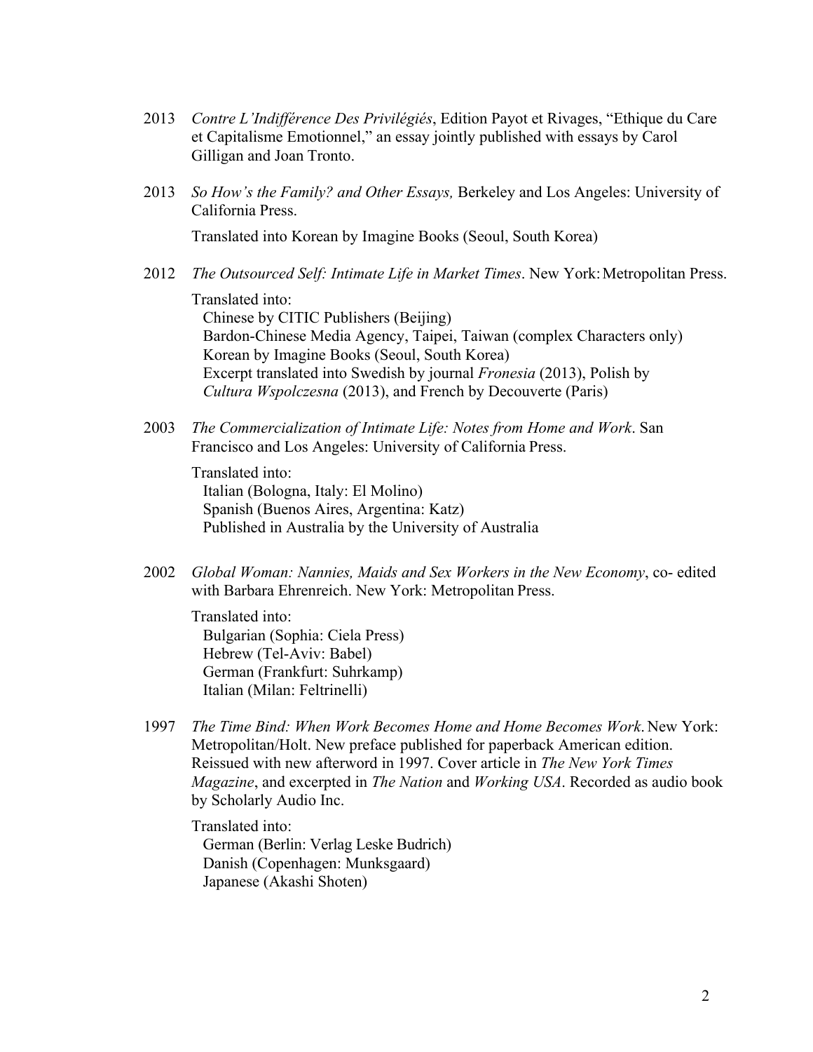2013 *Contre L'Indifférence Des Privilégiés*, Edition Payot et Rivages, "Ethique du Care et Capitalisme Emotionnel," an essay jointly published with essays by Carol Gilligan and Joan Tronto.

2013 *So How's the Family? and Other Essays,* Berkeley and Los Angeles: University of California Press.

Translated into Korean by Imagine Books (Seoul, South Korea)

2012 *The Outsourced Self: Intimate Life in Market Times*. New York: Metropolitan Press.

Translated into:
- Chinese by CITIC Publishers (Beijing)
- Bardon-Chinese Media Agency, Taipei, Taiwan (complex Characters only)
- Korean by Imagine Books (Seoul, South Korea)
- Excerpt translated into Swedish by journal *Fronesia* (2013), Polish by *Cultura Wspolczesna* (2013), and French by Decouverte (Paris)

2003 *The Commercialization of Intimate Life: Notes from Home and Work*. San Francisco and Los Angeles: University of California Press.

Translated into:
- Italian (Bologna, Italy: El Molino)
- Spanish (Buenos Aires, Argentina: Katz)
- Published in Australia by the University of Australia

2002 *Global Woman: Nannies, Maids and Sex Workers in the New Economy*, co- edited with Barbara Ehrenreich. New York: Metropolitan Press.

Translated into:
- Bulgarian (Sophia: Ciela Press)
- Hebrew (Tel-Aviv: Babel)
- German (Frankfurt: Suhrkamp)
- Italian (Milan: Feltrinelli)

1997 *The Time Bind: When Work Becomes Home and Home Becomes Work.* New York: Metropolitan/Holt. New preface published for paperback American edition. Reissued with new afterword in 1997. Cover article in *The New York Times Magazine*, and excerpted in *The Nation* and *Working USA*. Recorded as audio book by Scholarly Audio Inc.

Translated into:
- German (Berlin: Verlag Leske Budrich)
- Danish (Copenhagen: Munksgaard)
- Japanese (Akashi Shoten)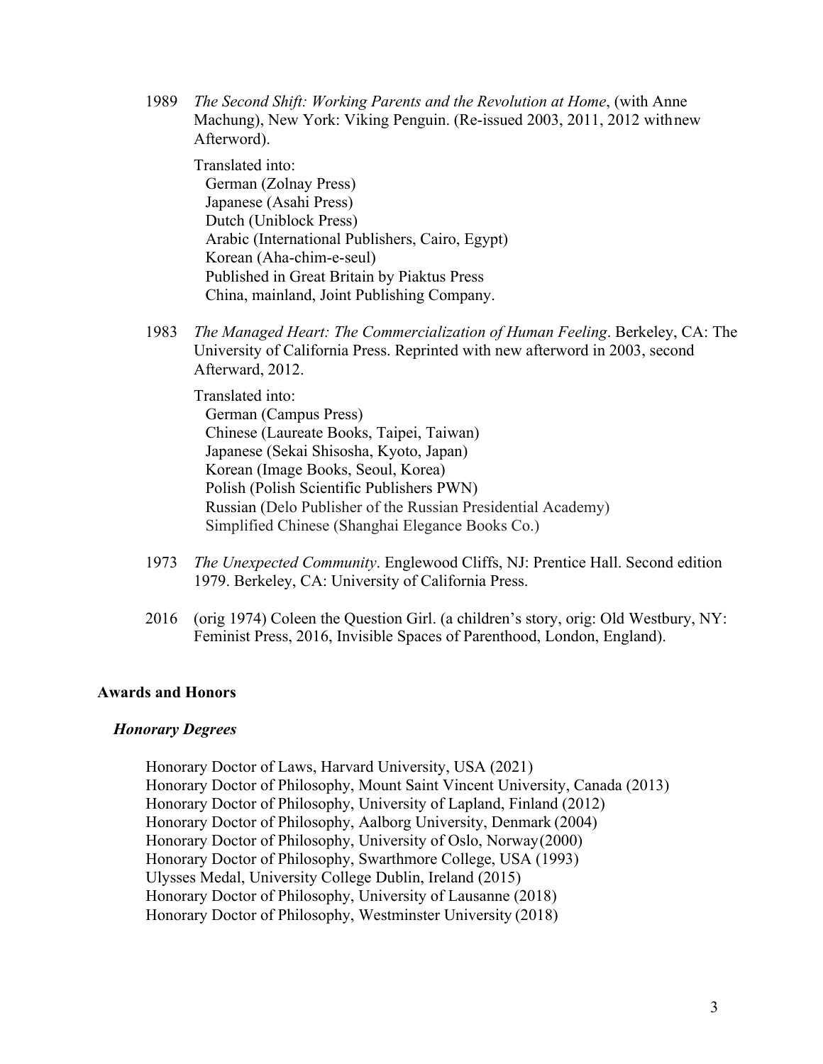1989 *The Second Shift: Working Parents and the Revolution at Home*, (with Anne Machung), New York: Viking Penguin. (Re-issued 2003, 2011, 2012 withnew Afterword).

Translated into:
German (Zolnay Press)
Japanese (Asahi Press)
Dutch (Uniblock Press)
Arabic (International Publishers, Cairo, Egypt)
Korean (Aha-chim-e-seul)
Published in Great Britain by Piaktus Press
China, mainland, Joint Publishing Company.

1983 *The Managed Heart: The Commercialization of Human Feeling*. Berkeley, CA: The University of California Press. Reprinted with new afterword in 2003, second Afterward, 2012.

Translated into:
German (Campus Press)
Chinese (Laureate Books, Taipei, Taiwan)
Japanese (Sekai Shisosha, Kyoto, Japan)
Korean (Image Books, Seoul, Korea)
Polish (Polish Scientific Publishers PWN)
Russian (Delo Publisher of the Russian Presidential Academy)
Simplified Chinese (Shanghai Elegance Books Co.)

1973 *The Unexpected Community*. Englewood Cliffs, NJ: Prentice Hall. Second edition 1979. Berkeley, CA: University of California Press.

2016 (orig 1974) Coleen the Question Girl. (a children's story, orig: Old Westbury, NY: Feminist Press, 2016, Invisible Spaces of Parenthood, London, England).

## Awards and Honors

### *Honorary Degrees*

Honorary Doctor of Laws, Harvard University, USA (2021)
Honorary Doctor of Philosophy, Mount Saint Vincent University, Canada (2013)
Honorary Doctor of Philosophy, University of Lapland, Finland (2012)
Honorary Doctor of Philosophy, Aalborg University, Denmark (2004)
Honorary Doctor of Philosophy, University of Oslo, Norway(2000)
Honorary Doctor of Philosophy, Swarthmore College, USA (1993)
Ulysses Medal, University College Dublin, Ireland (2015)
Honorary Doctor of Philosophy, University of Lausanne (2018)
Honorary Doctor of Philosophy, Westminster University (2018)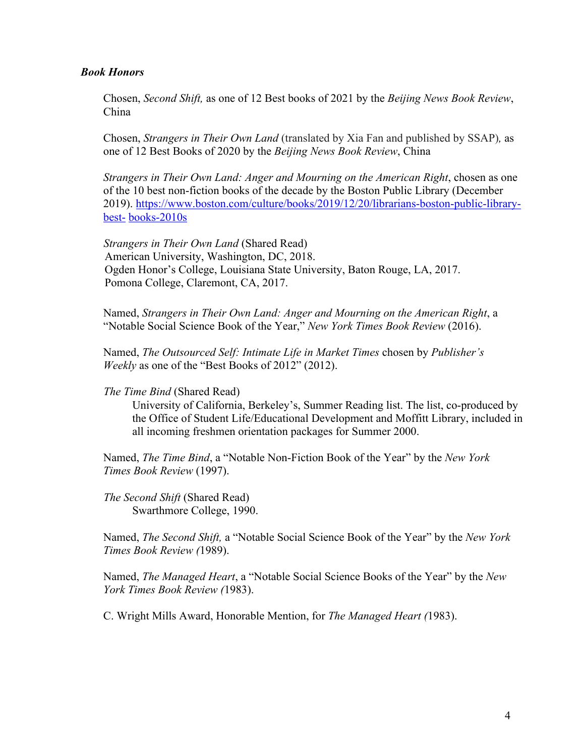***Book Honors***

Chosen, *Second Shift,* as one of 12 Best books of 2021 by the *Beijing News Book Review*, China

Chosen, *Strangers in Their Own Land* (translated by Xia Fan and published by SSAP)*,* as one of 12 Best Books of 2020 by the *Beijing News Book Review*, China

*Strangers in Their Own Land: Anger and Mourning on the American Right*, chosen as one of the 10 best non-fiction books of the decade by the Boston Public Library (December 2019). [https://www.boston.com/culture/books/2019/12/20/librarians-boston-public-library-best- books-2010s](https://www.boston.com/culture/books/2019/12/20/librarians-boston-public-library-best-books-2010s)

*Strangers in Their Own Land* (Shared Read)
American University, Washington, DC, 2018.
Ogden Honor's College, Louisiana State University, Baton Rouge, LA, 2017.
Pomona College, Claremont, CA, 2017.

Named, *Strangers in Their Own Land: Anger and Mourning on the American Right*, a "Notable Social Science Book of the Year," *New York Times Book Review* (2016).

Named, *The Outsourced Self: Intimate Life in Market Times* chosen by *Publisher's Weekly* as one of the "Best Books of 2012" (2012).

*The Time Bind* (Shared Read)

> University of California, Berkeley's, Summer Reading list. The list, co-produced by the Office of Student Life/Educational Development and Moffitt Library, included in all incoming freshmen orientation packages for Summer 2000.

Named, *The Time Bind*, a "Notable Non-Fiction Book of the Year" by the *New York Times Book Review* (1997).

*The Second Shift* (Shared Read)

> Swarthmore College, 1990.

Named, *The Second Shift,* a "Notable Social Science Book of the Year" by the *New York Times Book Review (*1989).

Named, *The Managed Heart*, a "Notable Social Science Books of the Year" by the *New York Times Book Review (*1983).

C. Wright Mills Award, Honorable Mention, for *The Managed Heart (*1983).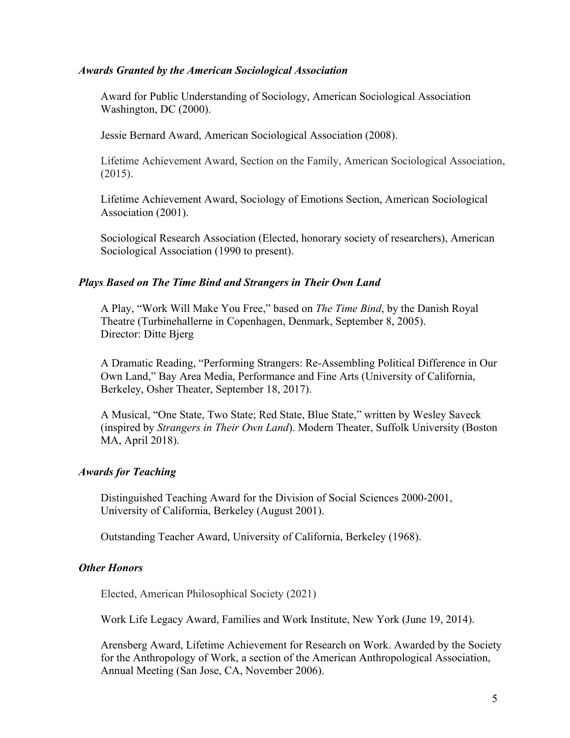### *Awards Granted by the American Sociological Association*

Award for Public Understanding of Sociology, American Sociological Association Washington, DC (2000).

Jessie Bernard Award, American Sociological Association (2008).

Lifetime Achievement Award, Section on the Family, American Sociological Association, (2015).

Lifetime Achievement Award, Sociology of Emotions Section, American Sociological Association (2001).

Sociological Research Association (Elected, honorary society of researchers), American Sociological Association (1990 to present).

### *Plays Based on The Time Bind and Strangers in Their Own Land*

A Play, "Work Will Make You Free," based on *The Time Bind*, by the Danish Royal Theatre (Turbinehallerne in Copenhagen, Denmark, September 8, 2005). Director: Ditte Bjerg

A Dramatic Reading, "Performing Strangers: Re-Assembling Political Difference in Our Own Land," Bay Area Media, Performance and Fine Arts (University of California, Berkeley, Osher Theater, September 18, 2017).

A Musical, "One State, Two State; Red State, Blue State," written by Wesley Saveck (inspired by *Strangers in Their Own Land*). Modern Theater, Suffolk University (Boston MA, April 2018).

### *Awards for Teaching*

Distinguished Teaching Award for the Division of Social Sciences 2000-2001, University of California, Berkeley (August 2001).

Outstanding Teacher Award, University of California, Berkeley (1968).

### *Other Honors*

Elected, American Philosophical Society (2021)

Work Life Legacy Award, Families and Work Institute, New York (June 19, 2014).

Arensberg Award, Lifetime Achievement for Research on Work. Awarded by the Society for the Anthropology of Work, a section of the American Anthropological Association, Annual Meeting (San Jose, CA, November 2006).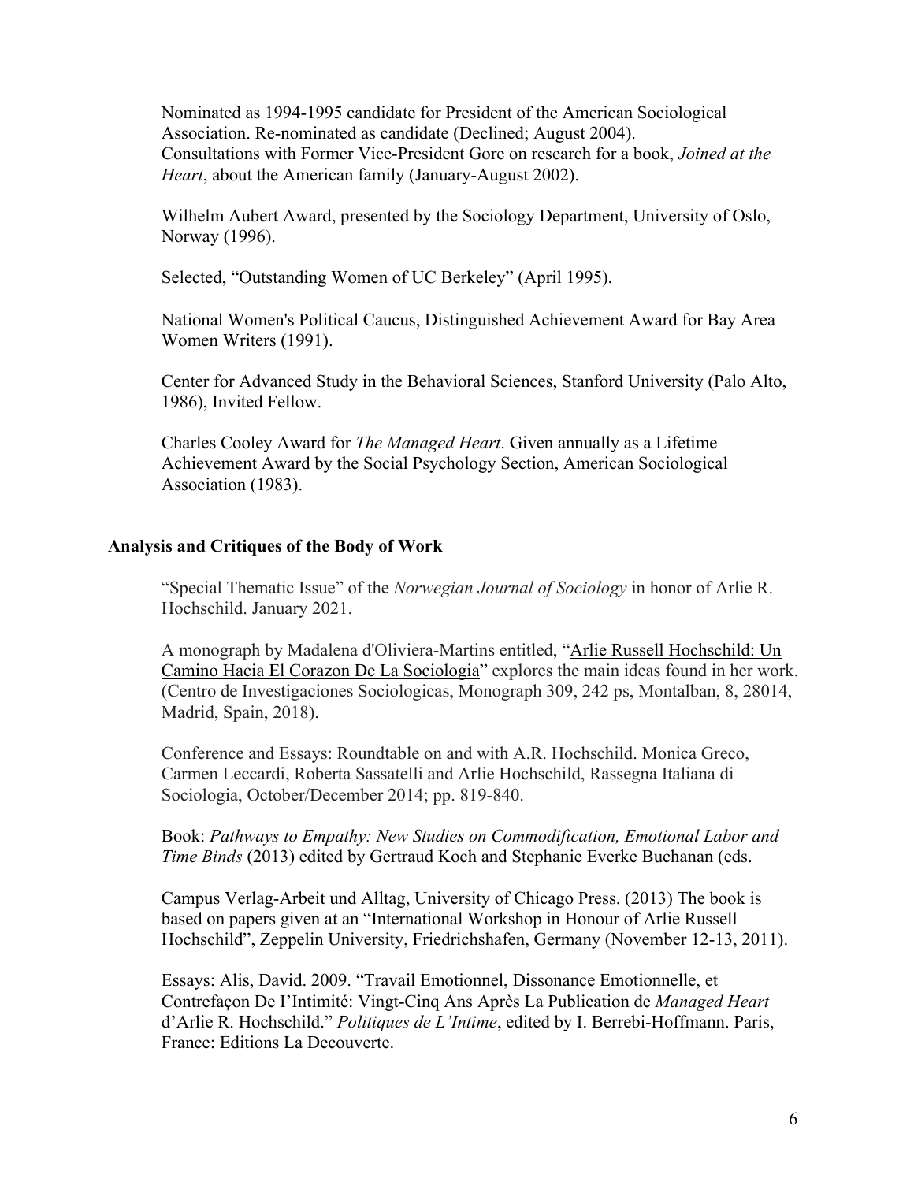Nominated as 1994-1995 candidate for President of the American Sociological Association. Re-nominated as candidate (Declined; August 2004).
Consultations with Former Vice-President Gore on research for a book, *Joined at the Heart*, about the American family (January-August 2002).

Wilhelm Aubert Award, presented by the Sociology Department, University of Oslo, Norway (1996).

Selected, "Outstanding Women of UC Berkeley" (April 1995).

National Women's Political Caucus, Distinguished Achievement Award for Bay Area Women Writers (1991).

Center for Advanced Study in the Behavioral Sciences, Stanford University (Palo Alto, 1986), Invited Fellow.

Charles Cooley Award for *The Managed Heart*. Given annually as a Lifetime Achievement Award by the Social Psychology Section, American Sociological Association (1983).

### Analysis and Critiques of the Body of Work

"Special Thematic Issue" of the *Norwegian Journal of Sociology* in honor of Arlie R. Hochschild. January 2021.

A monograph by Madalena d'Oliviera-Martins entitled, "Arlie Russell Hochschild: Un Camino Hacia El Corazon De La Sociologia" explores the main ideas found in her work. (Centro de Investigaciones Sociologicas, Monograph 309, 242 ps, Montalban, 8, 28014, Madrid, Spain, 2018).

Conference and Essays: Roundtable on and with A.R. Hochschild. Monica Greco, Carmen Leccardi, Roberta Sassatelli and Arlie Hochschild, Rassegna Italiana di Sociologia, October/December 2014; pp. 819-840.

Book: *Pathways to Empathy: New Studies on Commodification, Emotional Labor and Time Binds* (2013) edited by Gertraud Koch and Stephanie Everke Buchanan (eds.

Campus Verlag-Arbeit und Alltag, University of Chicago Press. (2013) The book is based on papers given at an "International Workshop in Honour of Arlie Russell Hochschild", Zeppelin University, Friedrichshafen, Germany (November 12-13, 2011).

Essays: Alis, David. 2009. "Travail Emotionnel, Dissonance Emotionnelle, et Contrefaçon De I'Intimité: Vingt-Cinq Ans Après La Publication de *Managed Heart* d'Arlie R. Hochschild." *Politiques de L'Intime*, edited by I. Berrebi-Hoffmann. Paris, France: Editions La Decouverte.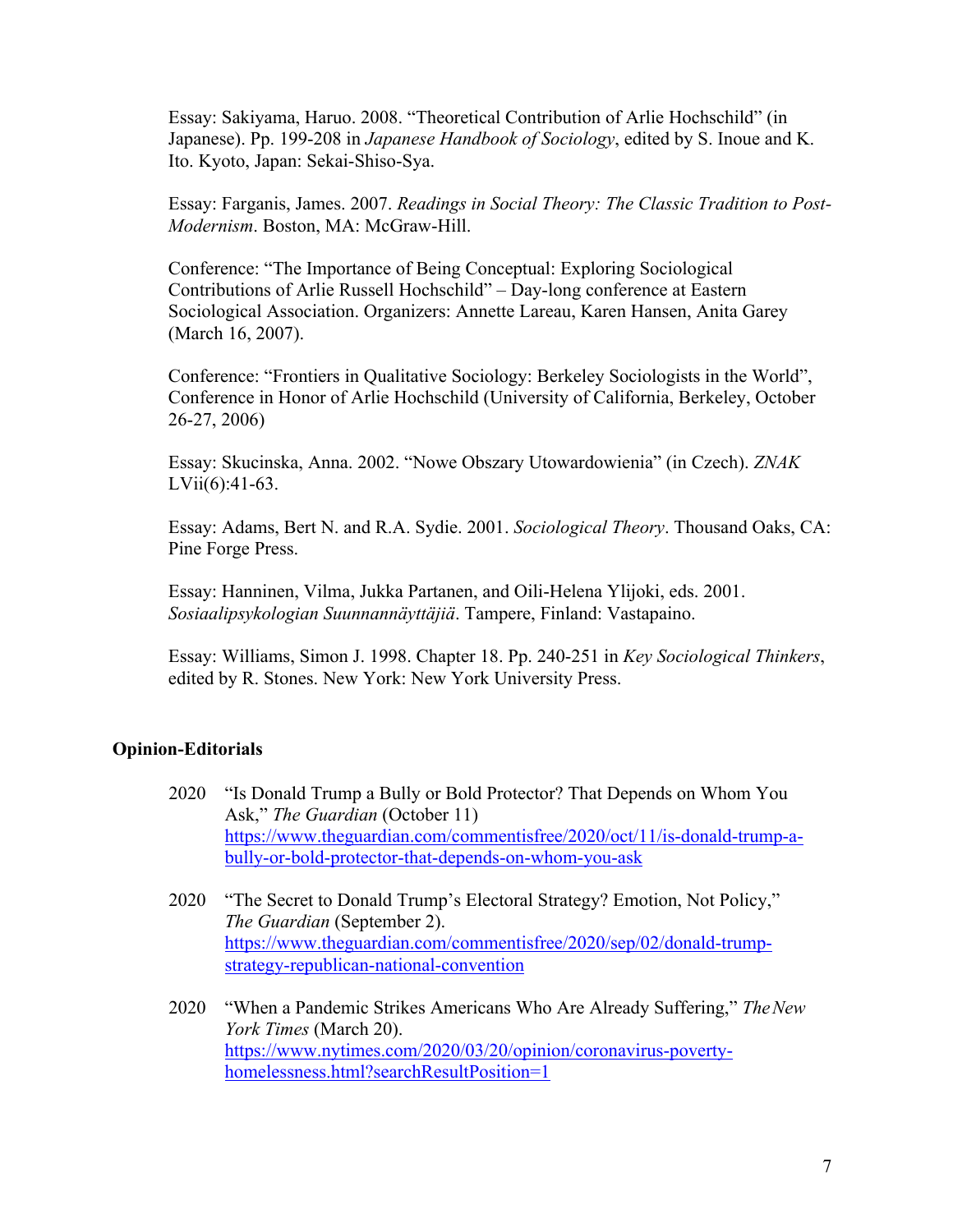Essay: Sakiyama, Haruo. 2008. "Theoretical Contribution of Arlie Hochschild" (in Japanese). Pp. 199-208 in *Japanese Handbook of Sociology*, edited by S. Inoue and K. Ito. Kyoto, Japan: Sekai-Shiso-Sya.

Essay: Farganis, James. 2007. *Readings in Social Theory: The Classic Tradition to Post-Modernism*. Boston, MA: McGraw-Hill.

Conference: "The Importance of Being Conceptual: Exploring Sociological Contributions of Arlie Russell Hochschild" – Day-long conference at Eastern Sociological Association. Organizers: Annette Lareau, Karen Hansen, Anita Garey (March 16, 2007).

Conference: "Frontiers in Qualitative Sociology: Berkeley Sociologists in the World", Conference in Honor of Arlie Hochschild (University of California, Berkeley, October 26-27, 2006)

Essay: Skucinska, Anna. 2002. "Nowe Obszary Utowardowienia" (in Czech). *ZNAK* LVii(6):41-63.

Essay: Adams, Bert N. and R.A. Sydie. 2001. *Sociological Theory*. Thousand Oaks, CA: Pine Forge Press.

Essay: Hanninen, Vilma, Jukka Partanen, and Oili-Helena Ylijoki, eds. 2001. *Sosiaalipsykologian Suunnannäyttäjiä*. Tampere, Finland: Vastapaino.

Essay: Williams, Simon J. 1998. Chapter 18. Pp. 240-251 in *Key Sociological Thinkers*, edited by R. Stones. New York: New York University Press.

## Opinion-Editorials

2020 "Is Donald Trump a Bully or Bold Protector? That Depends on Whom You Ask," *The Guardian* (October 11) https://www.theguardian.com/commentisfree/2020/oct/11/is-donald-trump-a-bully-or-bold-protector-that-depends-on-whom-you-ask

2020 "The Secret to Donald Trump's Electoral Strategy? Emotion, Not Policy," *The Guardian* (September 2). https://www.theguardian.com/commentisfree/2020/sep/02/donald-trump-strategy-republican-national-convention

2020 "When a Pandemic Strikes Americans Who Are Already Suffering," *The New York Times* (March 20). https://www.nytimes.com/2020/03/20/opinion/coronavirus-poverty-homelessness.html?searchResultPosition=1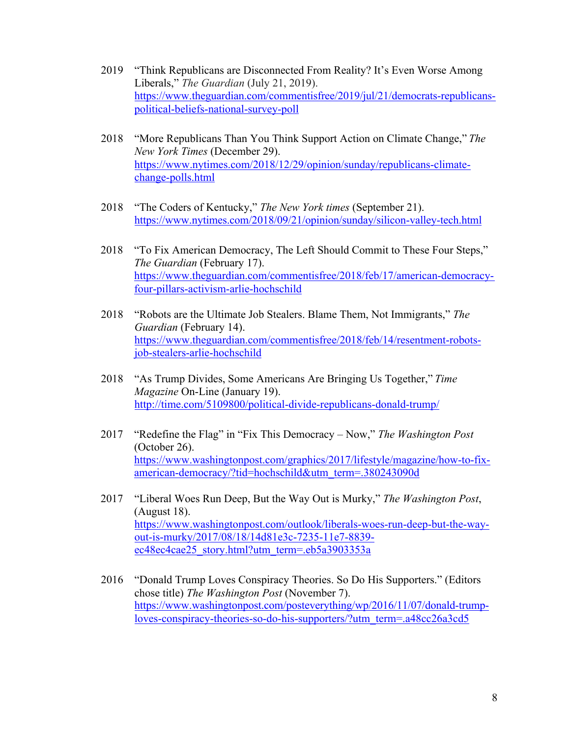2019 "Think Republicans are Disconnected From Reality? It's Even Worse Among Liberals," *The Guardian* (July 21, 2019). https://www.theguardian.com/commentisfree/2019/jul/21/democrats-republicans-political-beliefs-national-survey-poll

2018 "More Republicans Than You Think Support Action on Climate Change," *The New York Times* (December 29). https://www.nytimes.com/2018/12/29/opinion/sunday/republicans-climate-change-polls.html

2018 "The Coders of Kentucky," *The New York times* (September 21). https://www.nytimes.com/2018/09/21/opinion/sunday/silicon-valley-tech.html

2018 "To Fix American Democracy, The Left Should Commit to These Four Steps," *The Guardian* (February 17). https://www.theguardian.com/commentisfree/2018/feb/17/american-democracy-four-pillars-activism-arlie-hochschild

2018 "Robots are the Ultimate Job Stealers. Blame Them, Not Immigrants," *The Guardian* (February 14). https://www.theguardian.com/commentisfree/2018/feb/14/resentment-robots-job-stealers-arlie-hochschild

2018 "As Trump Divides, Some Americans Are Bringing Us Together," *Time Magazine* On-Line (January 19). http://time.com/5109800/political-divide-republicans-donald-trump/

2017 "Redefine the Flag" in "Fix This Democracy – Now," *The Washington Post* (October 26). https://www.washingtonpost.com/graphics/2017/lifestyle/magazine/how-to-fix-american-democracy/?tid=hochschild&utm_term=.380243090d

2017 "Liberal Woes Run Deep, But the Way Out is Murky," *The Washington Post*, (August 18). https://www.washingtonpost.com/outlook/liberals-woes-run-deep-but-the-way-out-is-murky/2017/08/18/14d81e3c-7235-11e7-8839-ec48ec4cae25_story.html?utm_term=.eb5a3903353a

2016 "Donald Trump Loves Conspiracy Theories. So Do His Supporters." (Editors chose title) *The Washington Post* (November 7). https://www.washingtonpost.com/posteverything/wp/2016/11/07/donald-trump-loves-conspiracy-theories-so-do-his-supporters/?utm_term=.a48cc26a3cd5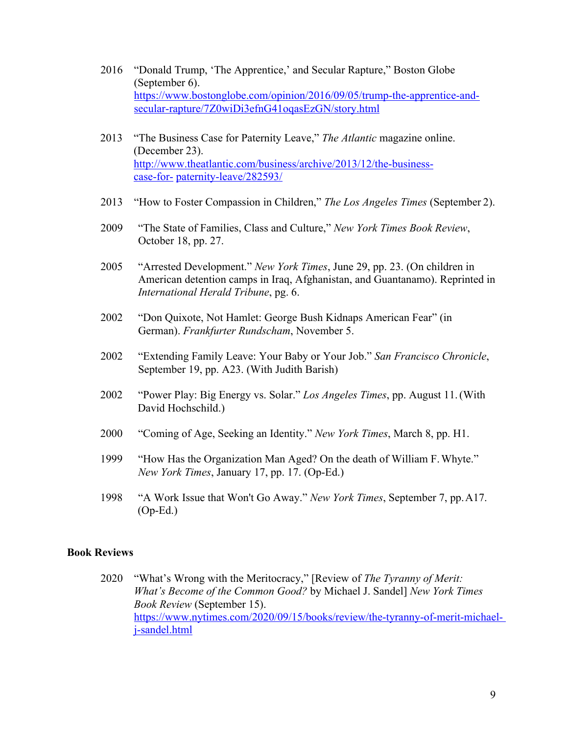2016 "Donald Trump, 'The Apprentice,' and Secular Rapture," Boston Globe (September 6). https://www.bostonglobe.com/opinion/2016/09/05/trump-the-apprentice-and-secular-rapture/7Z0wiDi3efnG41oqasEzGN/story.html

2013 "The Business Case for Paternity Leave," *The Atlantic* magazine online. (December 23). http://www.theatlantic.com/business/archive/2013/12/the-business-case-for- paternity-leave/282593/

2013 "How to Foster Compassion in Children," *The Los Angeles Times* (September 2).

2009 "The State of Families, Class and Culture," *New York Times Book Review*, October 18, pp. 27.

2005 "Arrested Development." *New York Times*, June 29, pp. 23. (On children in American detention camps in Iraq, Afghanistan, and Guantanamo). Reprinted in *International Herald Tribune*, pg. 6.

2002 "Don Quixote, Not Hamlet: George Bush Kidnaps American Fear" (in German). *Frankfurter Rundscham*, November 5.

2002 "Extending Family Leave: Your Baby or Your Job." *San Francisco Chronicle*, September 19, pp. A23. (With Judith Barish)

2002 "Power Play: Big Energy vs. Solar." *Los Angeles Times*, pp. August 11. (With David Hochschild.)

2000 "Coming of Age, Seeking an Identity." *New York Times*, March 8, pp. H1.

1999 "How Has the Organization Man Aged? On the death of William F. Whyte." *New York Times*, January 17, pp. 17. (Op-Ed.)

1998 "A Work Issue that Won't Go Away." *New York Times*, September 7, pp. A17. (Op-Ed.)

**Book Reviews**

2020 "What's Wrong with the Meritocracy," [Review of *The Tyranny of Merit: What's Become of the Common Good?* by Michael J. Sandel] *New York Times Book Review* (September 15). https://www.nytimes.com/2020/09/15/books/review/the-tyranny-of-merit-michael-j-sandel.html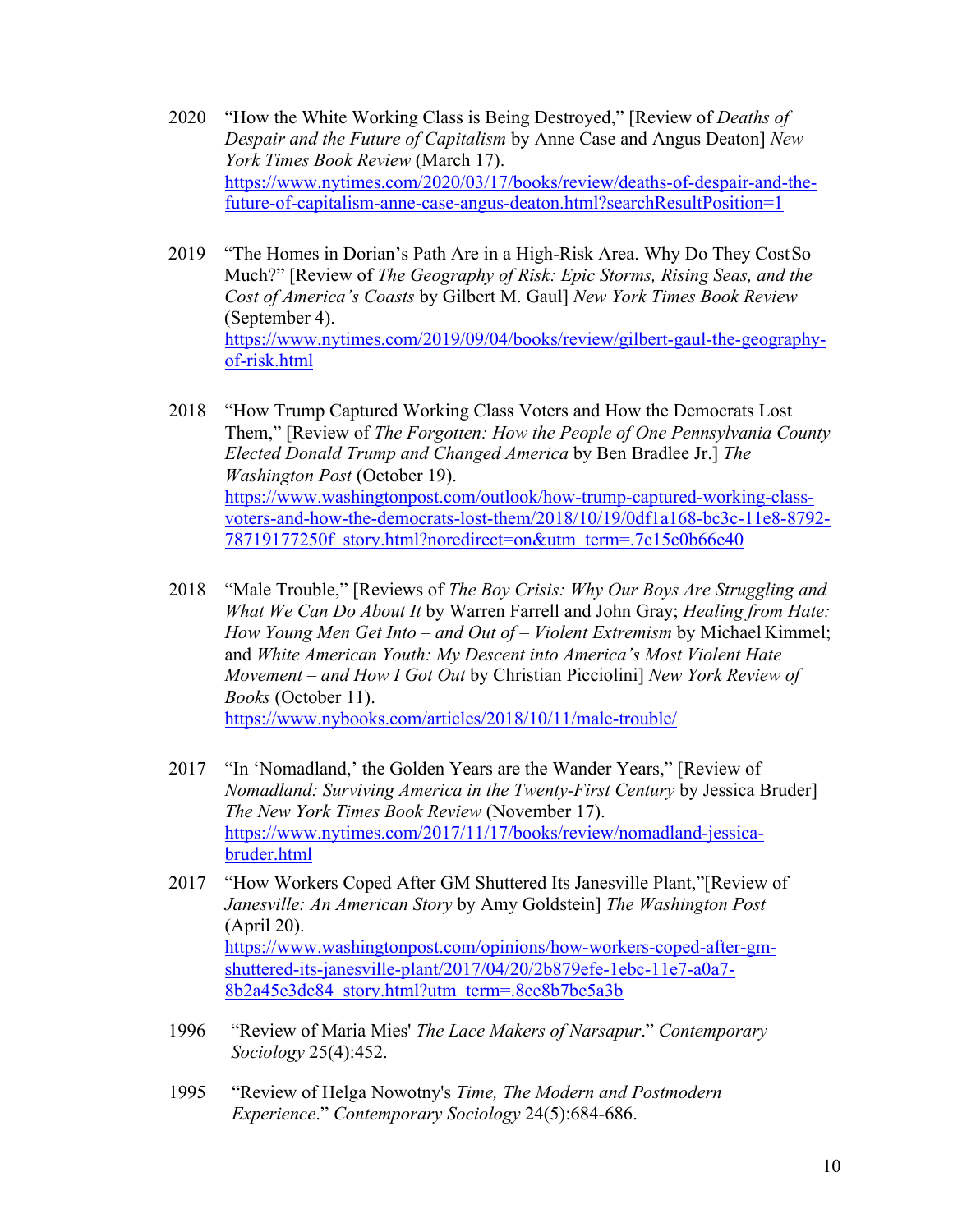2020 "How the White Working Class is Being Destroyed," [Review of *Deaths of Despair and the Future of Capitalism* by Anne Case and Angus Deaton] *New York Times Book Review* (March 17). https://www.nytimes.com/2020/03/17/books/review/deaths-of-despair-and-the-future-of-capitalism-anne-case-angus-deaton.html?searchResultPosition=1

2019 "The Homes in Dorian's Path Are in a High-Risk Area. Why Do They Cost So Much?" [Review of *The Geography of Risk: Epic Storms, Rising Seas, and the Cost of America's Coasts* by Gilbert M. Gaul] *New York Times Book Review* (September 4). https://www.nytimes.com/2019/09/04/books/review/gilbert-gaul-the-geography-of-risk.html

2018 "How Trump Captured Working Class Voters and How the Democrats Lost Them," [Review of *The Forgotten: How the People of One Pennsylvania County Elected Donald Trump and Changed America* by Ben Bradlee Jr.] *The Washington Post* (October 19). https://www.washingtonpost.com/outlook/how-trump-captured-working-class-voters-and-how-the-democrats-lost-them/2018/10/19/0df1a168-bc3c-11e8-8792-78719177250f_story.html?noredirect=on&utm_term=.7c15c0b66e40

2018 "Male Trouble," [Reviews of *The Boy Crisis: Why Our Boys Are Struggling and What We Can Do About It* by Warren Farrell and John Gray; *Healing from Hate: How Young Men Get Into – and Out of – Violent Extremism* by Michael Kimmel; and *White American Youth: My Descent into America's Most Violent Hate Movement – and How I Got Out* by Christian Picciolini] *New York Review of Books* (October 11). https://www.nybooks.com/articles/2018/10/11/male-trouble/

2017 "In 'Nomadland,' the Golden Years are the Wander Years," [Review of *Nomadland: Surviving America in the Twenty-First Century* by Jessica Bruder] *The New York Times Book Review* (November 17). https://www.nytimes.com/2017/11/17/books/review/nomadland-jessica-bruder.html

2017 "How Workers Coped After GM Shuttered Its Janesville Plant,"[Review of *Janesville: An American Story* by Amy Goldstein] *The Washington Post* (April 20). https://www.washingtonpost.com/opinions/how-workers-coped-after-gm-shuttered-its-janesville-plant/2017/04/20/2b879efe-1ebc-11e7-a0a7-8b2a45e3dc84_story.html?utm_term=.8ce8b7be5a3b

1996 "Review of Maria Mies' *The Lace Makers of Narsapur*." *Contemporary Sociology* 25(4):452.

1995 "Review of Helga Nowotny's *Time, The Modern and Postmodern Experience*." *Contemporary Sociology* 24(5):684-686.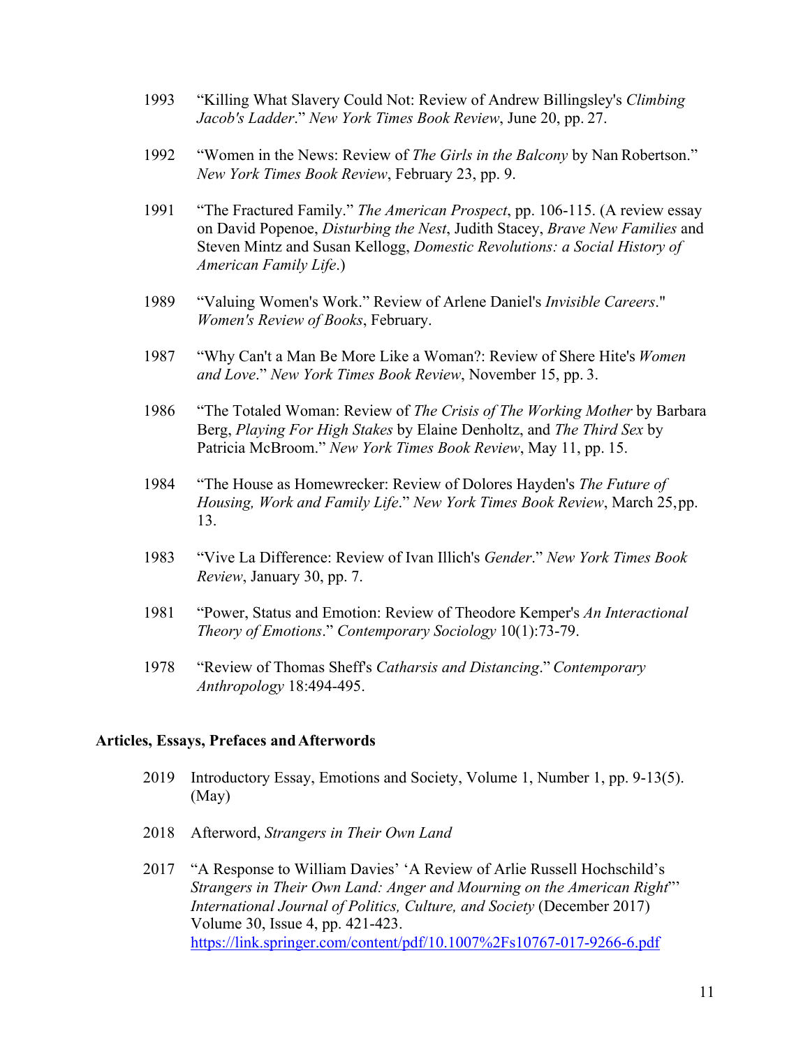1993 “Killing What Slavery Could Not: Review of Andrew Billingsley's *Climbing Jacob's Ladder*.” *New York Times Book Review*, June 20, pp. 27.

1992 “Women in the News: Review of *The Girls in the Balcony* by Nan Robertson.” *New York Times Book Review*, February 23, pp. 9.

1991 “The Fractured Family.” *The American Prospect*, pp. 106-115. (A review essay on David Popenoe, *Disturbing the Nest*, Judith Stacey, *Brave New Families* and Steven Mintz and Susan Kellogg, *Domestic Revolutions: a Social History of American Family Life*.)

1989 “Valuing Women's Work.” Review of Arlene Daniel's *Invisible Careers*." *Women's Review of Books*, February.

1987 “Why Can't a Man Be More Like a Woman?: Review of Shere Hite's *Women and Love*.” *New York Times Book Review*, November 15, pp. 3.

1986 “The Totaled Woman: Review of *The Crisis of The Working Mother* by Barbara Berg, *Playing For High Stakes* by Elaine Denholtz, and *The Third Sex* by Patricia McBroom.” *New York Times Book Review*, May 11, pp. 15.

1984 “The House as Homewrecker: Review of Dolores Hayden's *The Future of Housing, Work and Family Life*.” *New York Times Book Review*, March 25, pp. 13.

1983 “Vive La Difference: Review of Ivan Illich's *Gender*.” *New York Times Book Review*, January 30, pp. 7.

1981 “Power, Status and Emotion: Review of Theodore Kemper's *An Interactional Theory of Emotions*.” *Contemporary Sociology* 10(1):73-79.

1978 “Review of Thomas Sheff's *Catharsis and Distancing*.” *Contemporary Anthropology* 18:494-495.

## Articles, Essays, Prefaces and Afterwords

2019 Introductory Essay, Emotions and Society, Volume 1, Number 1, pp. 9-13(5). (May)

2018 Afterword, *Strangers in Their Own Land*

2017 “A Response to William Davies' ‘A Review of Arlie Russell Hochschild's *Strangers in Their Own Land: Anger and Mourning on the American Right*’” *International Journal of Politics, Culture, and Society* (December 2017) Volume 30, Issue 4, pp. 421-423. https://link.springer.com/content/pdf/10.1007%2Fs10767-017-9266-6.pdf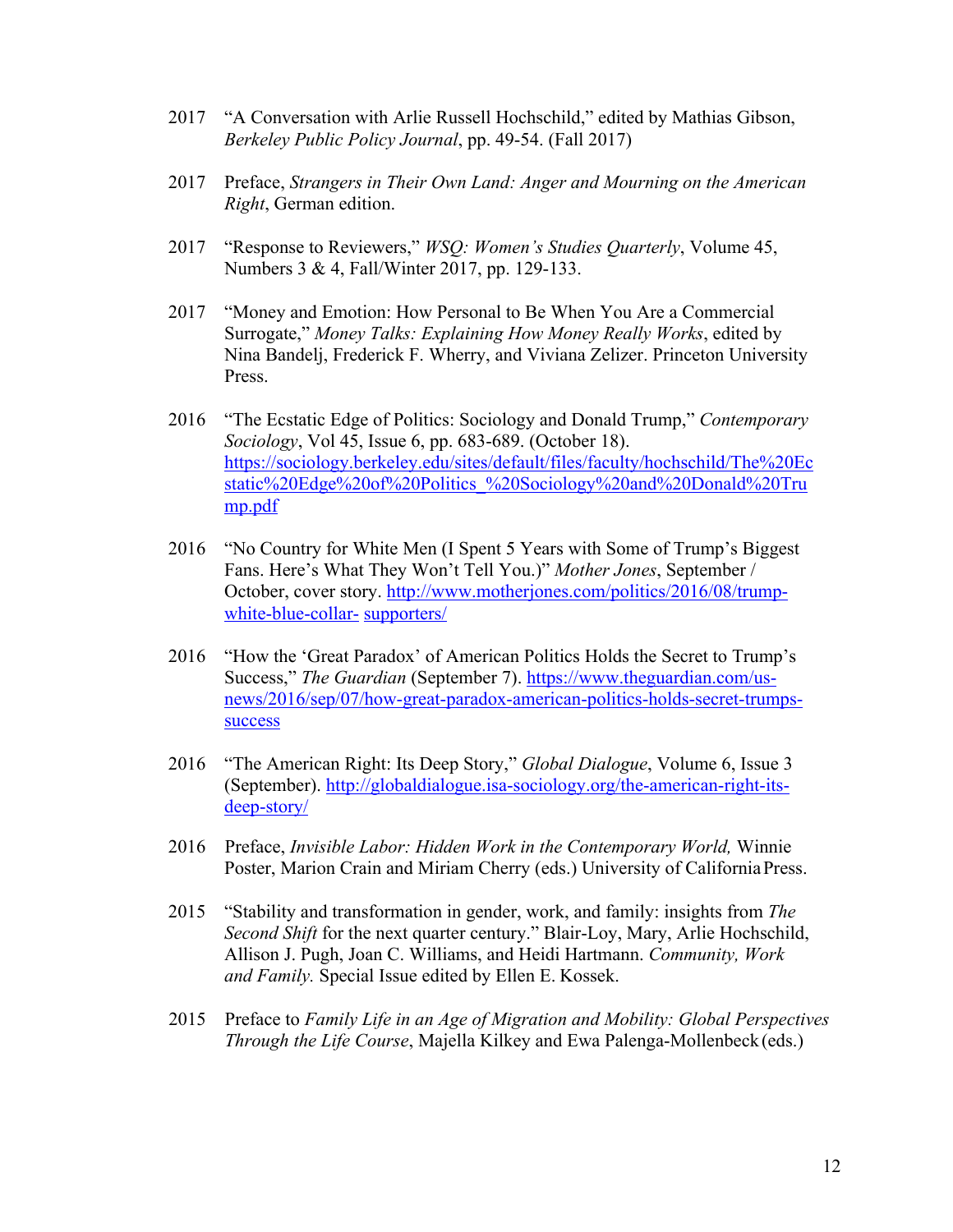2017 "A Conversation with Arlie Russell Hochschild," edited by Mathias Gibson, *Berkeley Public Policy Journal*, pp. 49-54. (Fall 2017)

2017 Preface, *Strangers in Their Own Land: Anger and Mourning on the American Right*, German edition.

2017 "Response to Reviewers," *WSQ: Women's Studies Quarterly*, Volume 45, Numbers 3 & 4, Fall/Winter 2017, pp. 129-133.

2017 "Money and Emotion: How Personal to Be When You Are a Commercial Surrogate," *Money Talks: Explaining How Money Really Works*, edited by Nina Bandelj, Frederick F. Wherry, and Viviana Zelizer. Princeton University Press.

2016 "The Ecstatic Edge of Politics: Sociology and Donald Trump," *Contemporary Sociology*, Vol 45, Issue 6, pp. 683-689. (October 18). https://sociology.berkeley.edu/sites/default/files/faculty/hochschild/The%20Ecstatic%20Edge%20of%20Politics_%20Sociology%20and%20Donald%20Trump.pdf

2016 "No Country for White Men (I Spent 5 Years with Some of Trump's Biggest Fans. Here's What They Won't Tell You.)" *Mother Jones*, September / October, cover story. http://www.motherjones.com/politics/2016/08/trump-white-blue-collar- supporters/

2016 "How the 'Great Paradox' of American Politics Holds the Secret to Trump's Success," *The Guardian* (September 7). https://www.theguardian.com/us-news/2016/sep/07/how-great-paradox-american-politics-holds-secret-trumps-success

2016 "The American Right: Its Deep Story," *Global Dialogue*, Volume 6, Issue 3 (September). http://globaldialogue.isa-sociology.org/the-american-right-its-deep-story/

2016 Preface, *Invisible Labor: Hidden Work in the Contemporary World,* Winnie Poster, Marion Crain and Miriam Cherry (eds.) University of California Press.

2015 "Stability and transformation in gender, work, and family: insights from *The Second Shift* for the next quarter century." Blair-Loy, Mary, Arlie Hochschild, Allison J. Pugh, Joan C. Williams, and Heidi Hartmann. *Community, Work and Family.* Special Issue edited by Ellen E. Kossek.

2015 Preface to *Family Life in an Age of Migration and Mobility: Global Perspectives Through the Life Course*, Majella Kilkey and Ewa Palenga-Mollenbeck (eds.)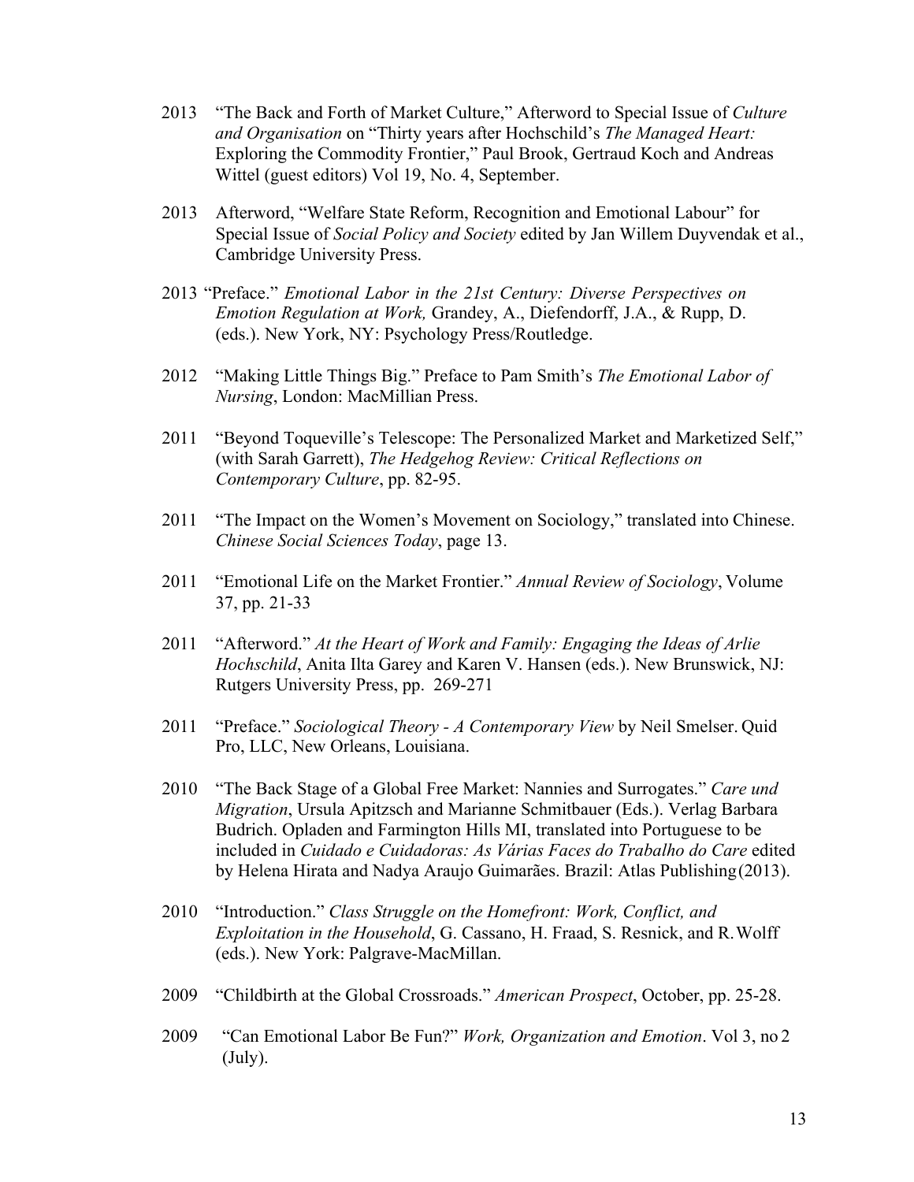2013 "The Back and Forth of Market Culture," Afterword to Special Issue of *Culture and Organisation* on "Thirty years after Hochschild's *The Managed Heart:* Exploring the Commodity Frontier," Paul Brook, Gertraud Koch and Andreas Wittel (guest editors) Vol 19, No. 4, September.

2013 Afterword, "Welfare State Reform, Recognition and Emotional Labour" for Special Issue of *Social Policy and Society* edited by Jan Willem Duyvendak et al., Cambridge University Press.

2013 "Preface." *Emotional Labor in the 21st Century: Diverse Perspectives on Emotion Regulation at Work,* Grandey, A., Diefendorff, J.A., & Rupp, D. (eds.). New York, NY: Psychology Press/Routledge.

2012 "Making Little Things Big." Preface to Pam Smith's *The Emotional Labor of Nursing*, London: MacMillian Press.

2011 "Beyond Toqueville's Telescope: The Personalized Market and Marketized Self," (with Sarah Garrett), *The Hedgehog Review: Critical Reflections on Contemporary Culture*, pp. 82-95.

2011 "The Impact on the Women's Movement on Sociology," translated into Chinese. *Chinese Social Sciences Today*, page 13.

2011 "Emotional Life on the Market Frontier." *Annual Review of Sociology*, Volume 37, pp. 21-33

2011 "Afterword." *At the Heart of Work and Family: Engaging the Ideas of Arlie Hochschild*, Anita Ilta Garey and Karen V. Hansen (eds.). New Brunswick, NJ: Rutgers University Press, pp. 269-271

2011 "Preface." *Sociological Theory - A Contemporary View* by Neil Smelser. Quid Pro, LLC, New Orleans, Louisiana.

2010 "The Back Stage of a Global Free Market: Nannies and Surrogates." *Care und Migration*, Ursula Apitzsch and Marianne Schmitbauer (Eds.). Verlag Barbara Budrich. Opladen and Farmington Hills MI, translated into Portuguese to be included in *Cuidado e Cuidadoras: As Várias Faces do Trabalho do Care* edited by Helena Hirata and Nadya Araujo Guimarães. Brazil: Atlas Publishing (2013).

2010 "Introduction." *Class Struggle on the Homefront: Work, Conflict, and Exploitation in the Household*, G. Cassano, H. Fraad, S. Resnick, and R. Wolff (eds.). New York: Palgrave-MacMillan.

2009 "Childbirth at the Global Crossroads." *American Prospect*, October, pp. 25-28.

2009 "Can Emotional Labor Be Fun?" *Work, Organization and Emotion*. Vol 3, no 2 (July).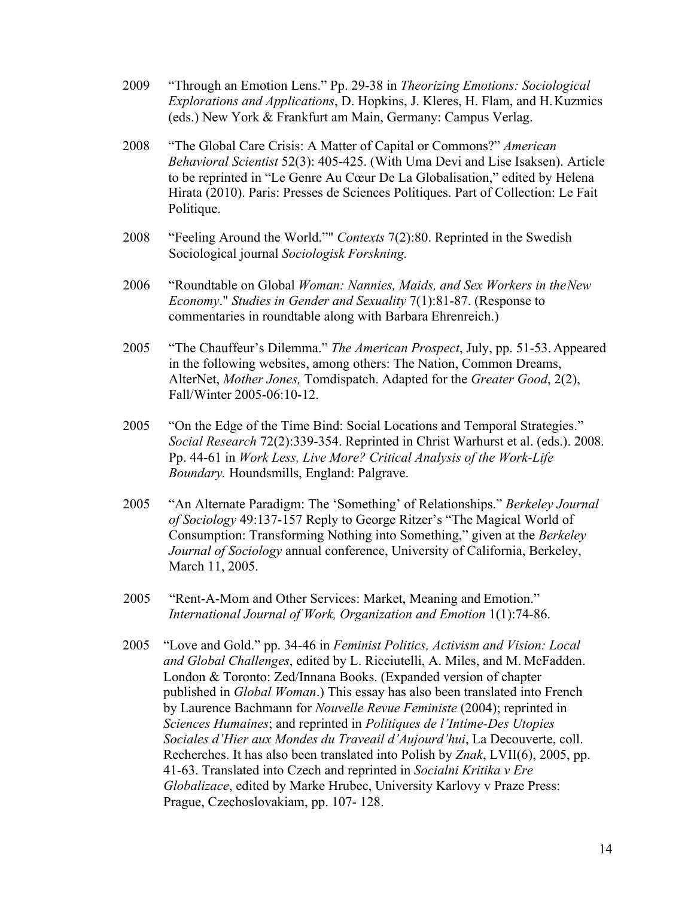2009 "Through an Emotion Lens." Pp. 29-38 in *Theorizing Emotions: Sociological Explorations and Applications*, D. Hopkins, J. Kleres, H. Flam, and H. Kuzmics (eds.) New York & Frankfurt am Main, Germany: Campus Verlag.

2008 "The Global Care Crisis: A Matter of Capital or Commons?" *American Behavioral Scientist* 52(3): 405-425. (With Uma Devi and Lise Isaksen). Article to be reprinted in "Le Genre Au Cœur De La Globalisation," edited by Helena Hirata (2010). Paris: Presses de Sciences Politiques. Part of Collection: Le Fait Politique.

2008 "Feeling Around the World."" *Contexts* 7(2):80. Reprinted in the Swedish Sociological journal *Sociologisk Forskning.*

2006 "Roundtable on Global *Woman: Nannies, Maids, and Sex Workers in the New Economy*." *Studies in Gender and Sexuality* 7(1):81-87. (Response to commentaries in roundtable along with Barbara Ehrenreich.)

2005 "The Chauffeur's Dilemma." *The American Prospect*, July, pp. 51-53. Appeared in the following websites, among others: The Nation, Common Dreams, AlterNet, *Mother Jones,* Tomdispatch. Adapted for the *Greater Good*, 2(2), Fall/Winter 2005-06:10-12.

2005 "On the Edge of the Time Bind: Social Locations and Temporal Strategies." *Social Research* 72(2):339-354. Reprinted in Christ Warhurst et al. (eds.). 2008. Pp. 44-61 in *Work Less, Live More? Critical Analysis of the Work-Life Boundary.* Houndsmills, England: Palgrave.

2005 "An Alternate Paradigm: The 'Something' of Relationships." *Berkeley Journal of Sociology* 49:137-157 Reply to George Ritzer's "The Magical World of Consumption: Transforming Nothing into Something," given at the *Berkeley Journal of Sociology* annual conference, University of California, Berkeley, March 11, 2005.

2005 "Rent-A-Mom and Other Services: Market, Meaning and Emotion." *International Journal of Work, Organization and Emotion* 1(1):74-86.

2005 "Love and Gold." pp. 34-46 in *Feminist Politics, Activism and Vision: Local and Global Challenges*, edited by L. Ricciutelli, A. Miles, and M. McFadden. London & Toronto: Zed/Innana Books. (Expanded version of chapter published in *Global Woman*.) This essay has also been translated into French by Laurence Bachmann for *Nouvelle Revue Feministe* (2004); reprinted in *Sciences Humaines*; and reprinted in *Politiques de l'Intime-Des Utopies Sociales d'Hier aux Mondes du Traveail d'Aujourd'hui*, La Decouverte, coll. Recherches. It has also been translated into Polish by *Znak*, LVII(6), 2005, pp. 41-63. Translated into Czech and reprinted in *Socialni Kritika v Ere Globalizace*, edited by Marke Hrubec, University Karlovy v Praze Press: Prague, Czechoslovakiam, pp. 107- 128.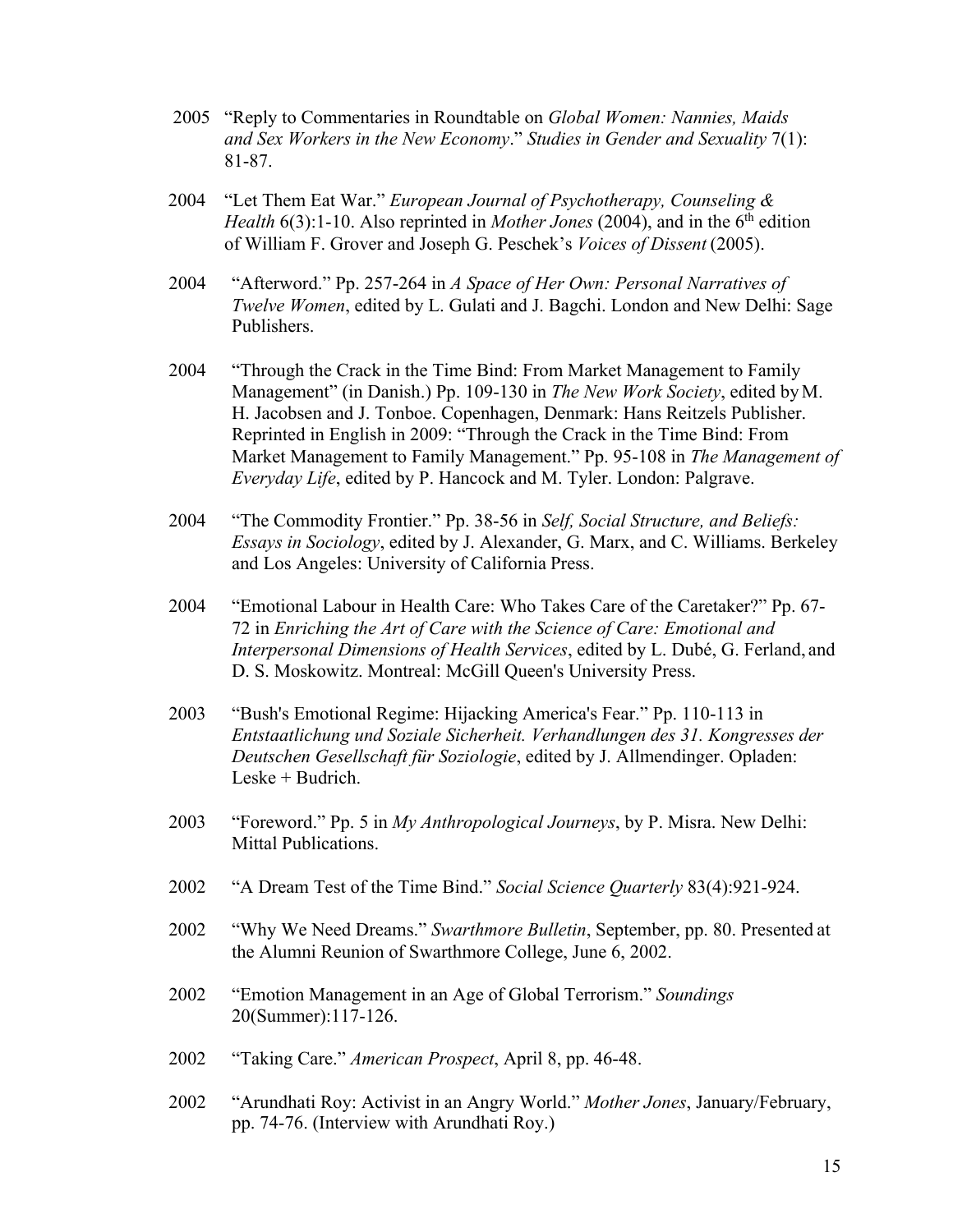2005 "Reply to Commentaries in Roundtable on *Global Women: Nannies, Maids and Sex Workers in the New Economy*." *Studies in Gender and Sexuality* 7(1): 81-87.

2004 "Let Them Eat War." *European Journal of Psychotherapy, Counseling & Health* 6(3):1-10. Also reprinted in *Mother Jones* (2004), and in the 6th edition of William F. Grover and Joseph G. Peschek's *Voices of Dissent* (2005).

2004 "Afterword." Pp. 257-264 in *A Space of Her Own: Personal Narratives of Twelve Women*, edited by L. Gulati and J. Bagchi. London and New Delhi: Sage Publishers.

2004 "Through the Crack in the Time Bind: From Market Management to Family Management" (in Danish.) Pp. 109-130 in *The New Work Society*, edited by M. H. Jacobsen and J. Tonboe. Copenhagen, Denmark: Hans Reitzels Publisher. Reprinted in English in 2009: "Through the Crack in the Time Bind: From Market Management to Family Management." Pp. 95-108 in *The Management of Everyday Life*, edited by P. Hancock and M. Tyler. London: Palgrave.

2004 "The Commodity Frontier." Pp. 38-56 in *Self, Social Structure, and Beliefs: Essays in Sociology*, edited by J. Alexander, G. Marx, and C. Williams. Berkeley and Los Angeles: University of California Press.

2004 "Emotional Labour in Health Care: Who Takes Care of the Caretaker?" Pp. 67-72 in *Enriching the Art of Care with the Science of Care: Emotional and Interpersonal Dimensions of Health Services*, edited by L. Dubé, G. Ferland, and D. S. Moskowitz. Montreal: McGill Queen's University Press.

2003 "Bush's Emotional Regime: Hijacking America's Fear." Pp. 110-113 in *Entstaatlichung und Soziale Sicherheit. Verhandlungen des 31. Kongresses der Deutschen Gesellschaft für Soziologie*, edited by J. Allmendinger. Opladen: Leske + Budrich.

2003 "Foreword." Pp. 5 in *My Anthropological Journeys*, by P. Misra. New Delhi: Mittal Publications.

2002 "A Dream Test of the Time Bind." *Social Science Quarterly* 83(4):921-924.

2002 "Why We Need Dreams." *Swarthmore Bulletin*, September, pp. 80. Presented at the Alumni Reunion of Swarthmore College, June 6, 2002.

2002 "Emotion Management in an Age of Global Terrorism." *Soundings* 20(Summer):117-126.

2002 "Taking Care." *American Prospect*, April 8, pp. 46-48.

2002 "Arundhati Roy: Activist in an Angry World." *Mother Jones*, January/February, pp. 74-76. (Interview with Arundhati Roy.)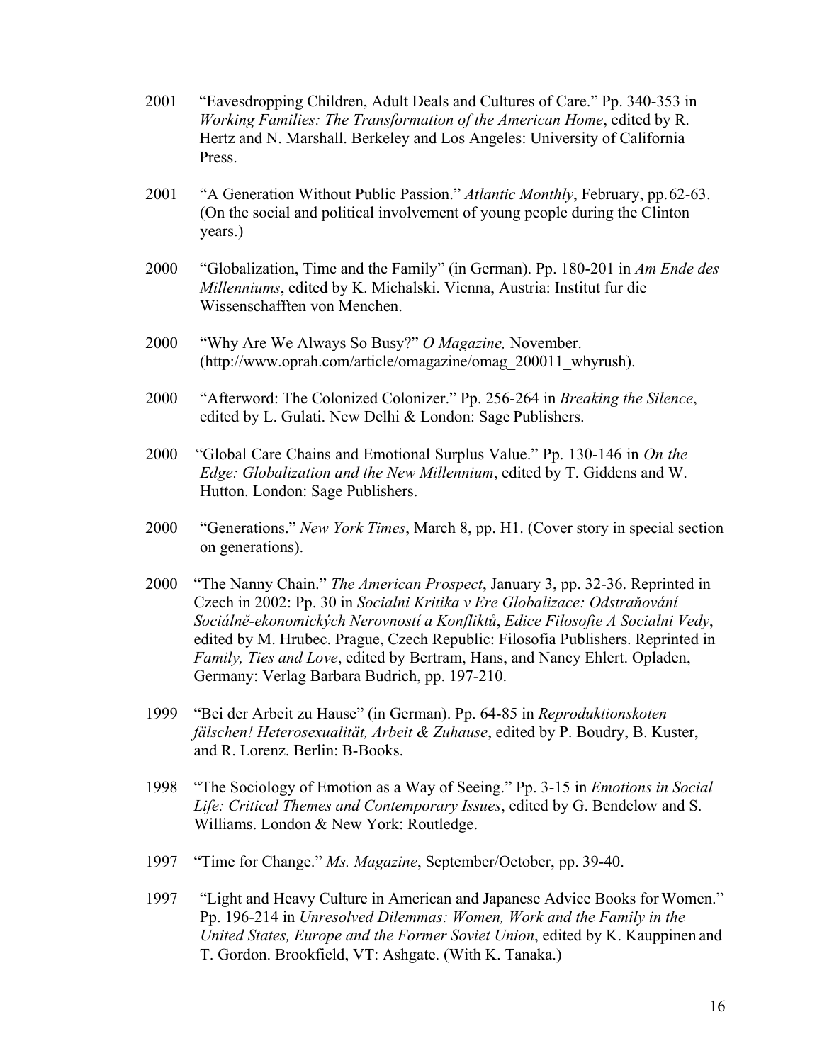2001 "Eavesdropping Children, Adult Deals and Cultures of Care." Pp. 340-353 in *Working Families: The Transformation of the American Home*, edited by R. Hertz and N. Marshall. Berkeley and Los Angeles: University of California Press.

2001 "A Generation Without Public Passion." *Atlantic Monthly*, February, pp. 62-63. (On the social and political involvement of young people during the Clinton years.)

2000 "Globalization, Time and the Family" (in German). Pp. 180-201 in *Am Ende des Millenniums*, edited by K. Michalski. Vienna, Austria: Institut fur die Wissenschafften von Menchen.

2000 "Why Are We Always So Busy?" *O Magazine,* November. (http://www.oprah.com/article/omagazine/omag_200011_whyrush).

2000 "Afterword: The Colonized Colonizer." Pp. 256-264 in *Breaking the Silence*, edited by L. Gulati. New Delhi & London: Sage Publishers.

2000 "Global Care Chains and Emotional Surplus Value." Pp. 130-146 in *On the Edge: Globalization and the New Millennium*, edited by T. Giddens and W. Hutton. London: Sage Publishers.

2000 "Generations." *New York Times*, March 8, pp. H1. (Cover story in special section on generations).

2000 "The Nanny Chain." *The American Prospect*, January 3, pp. 32-36. Reprinted in Czech in 2002: Pp. 30 in *Socialni Kritika v Ere Globalizace: Odstraňování Sociálně-ekonomických Nerovností a Konfliktů*, *Edice Filosofie A Socialni Vedy*, edited by M. Hrubec. Prague, Czech Republic: Filosofia Publishers. Reprinted in *Family, Ties and Love*, edited by Bertram, Hans, and Nancy Ehlert. Opladen, Germany: Verlag Barbara Budrich, pp. 197-210.

1999 "Bei der Arbeit zu Hause" (in German). Pp. 64-85 in *Reproduktionskoten fälschen! Heterosexualität, Arbeit & Zuhause*, edited by P. Boudry, B. Kuster, and R. Lorenz. Berlin: B-Books.

1998 "The Sociology of Emotion as a Way of Seeing." Pp. 3-15 in *Emotions in Social Life: Critical Themes and Contemporary Issues*, edited by G. Bendelow and S. Williams. London & New York: Routledge.

1997 "Time for Change." *Ms. Magazine*, September/October, pp. 39-40.

1997 "Light and Heavy Culture in American and Japanese Advice Books for Women." Pp. 196-214 in *Unresolved Dilemmas: Women, Work and the Family in the United States, Europe and the Former Soviet Union*, edited by K. Kauppinen and T. Gordon. Brookfield, VT: Ashgate. (With K. Tanaka.)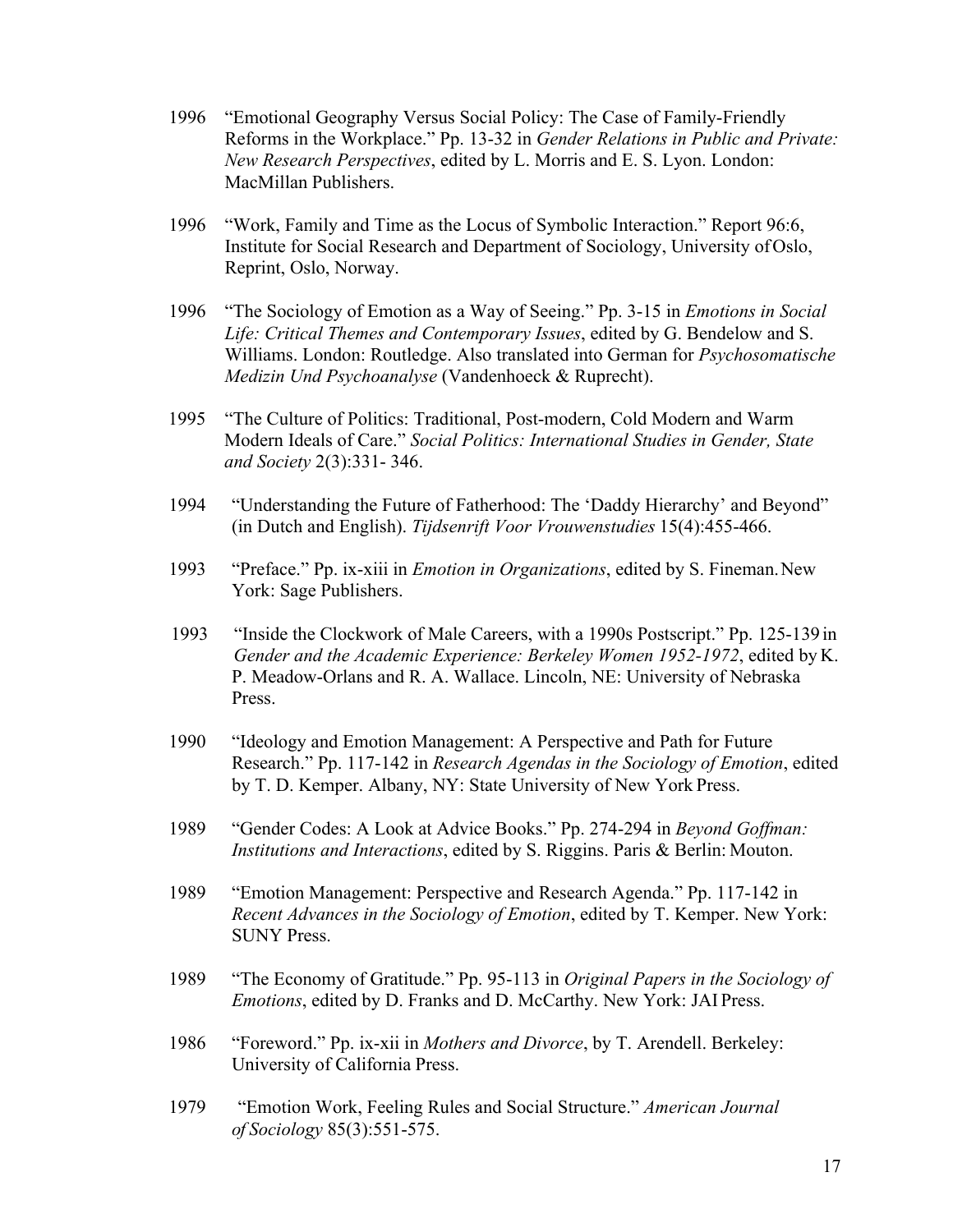1996 "Emotional Geography Versus Social Policy: The Case of Family-Friendly Reforms in the Workplace." Pp. 13-32 in *Gender Relations in Public and Private: New Research Perspectives*, edited by L. Morris and E. S. Lyon. London: MacMillan Publishers.

1996 "Work, Family and Time as the Locus of Symbolic Interaction." Report 96:6, Institute for Social Research and Department of Sociology, University of Oslo, Reprint, Oslo, Norway.

1996 "The Sociology of Emotion as a Way of Seeing." Pp. 3-15 in *Emotions in Social Life: Critical Themes and Contemporary Issues*, edited by G. Bendelow and S. Williams. London: Routledge. Also translated into German for *Psychosomatische Medizin Und Psychoanalyse* (Vandenhoeck & Ruprecht).

1995 "The Culture of Politics: Traditional, Post-modern, Cold Modern and Warm Modern Ideals of Care." *Social Politics: International Studies in Gender, State and Society* 2(3):331- 346.

1994 "Understanding the Future of Fatherhood: The 'Daddy Hierarchy' and Beyond" (in Dutch and English). *Tijdsenrift Voor Vrouwenstudies* 15(4):455-466.

1993 "Preface." Pp. ix-xiii in *Emotion in Organizations*, edited by S. Fineman. New York: Sage Publishers.

1993 "Inside the Clockwork of Male Careers, with a 1990s Postscript." Pp. 125-139 in *Gender and the Academic Experience: Berkeley Women 1952-1972*, edited by K. P. Meadow-Orlans and R. A. Wallace. Lincoln, NE: University of Nebraska Press.

1990 "Ideology and Emotion Management: A Perspective and Path for Future Research." Pp. 117-142 in *Research Agendas in the Sociology of Emotion*, edited by T. D. Kemper. Albany, NY: State University of New York Press.

1989 "Gender Codes: A Look at Advice Books." Pp. 274-294 in *Beyond Goffman: Institutions and Interactions*, edited by S. Riggins. Paris & Berlin: Mouton.

1989 "Emotion Management: Perspective and Research Agenda." Pp. 117-142 in *Recent Advances in the Sociology of Emotion*, edited by T. Kemper. New York: SUNY Press.

1989 "The Economy of Gratitude." Pp. 95-113 in *Original Papers in the Sociology of Emotions*, edited by D. Franks and D. McCarthy. New York: JAI Press.

1986 "Foreword." Pp. ix-xii in *Mothers and Divorce*, by T. Arendell. Berkeley: University of California Press.

1979 "Emotion Work, Feeling Rules and Social Structure." *American Journal of Sociology* 85(3):551-575.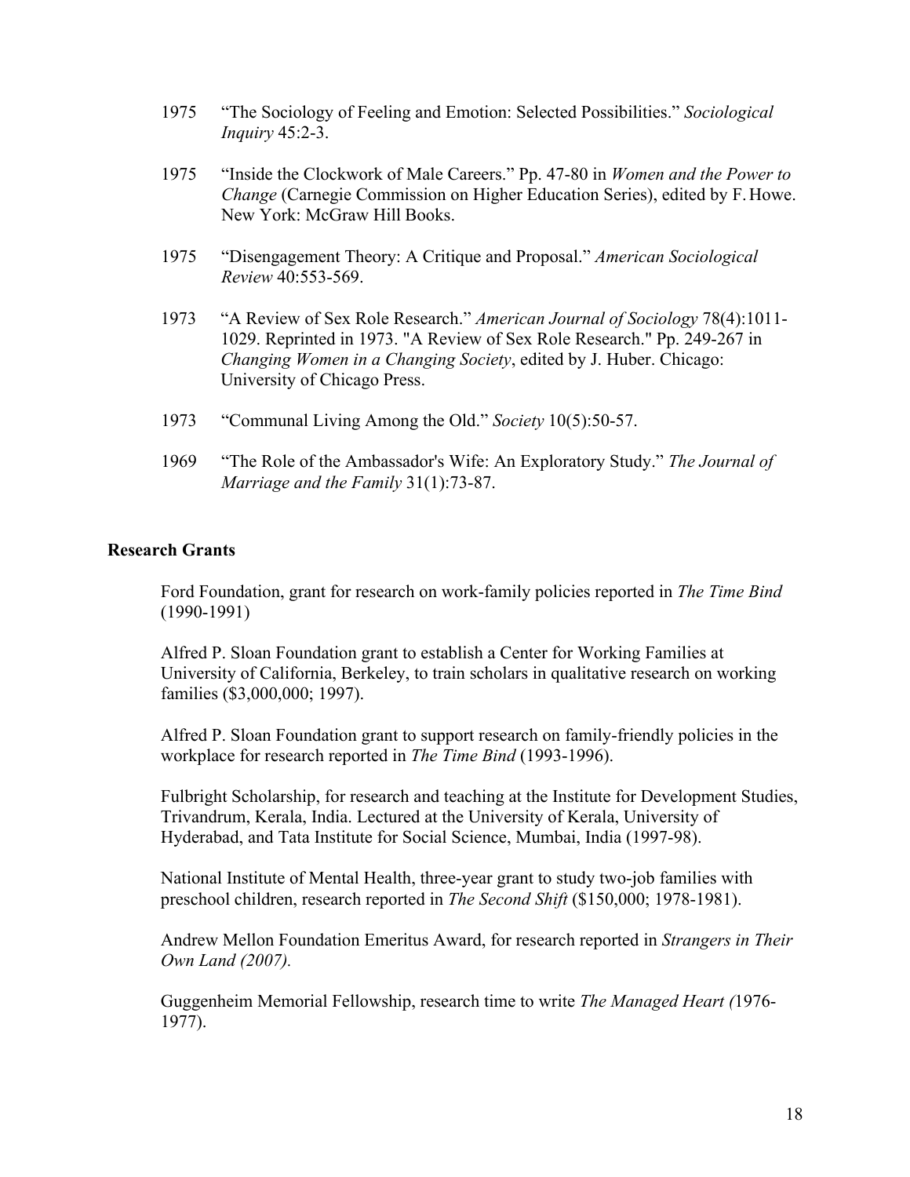1975 "The Sociology of Feeling and Emotion: Selected Possibilities." *Sociological Inquiry* 45:2-3.

1975 "Inside the Clockwork of Male Careers." Pp. 47-80 in *Women and the Power to Change* (Carnegie Commission on Higher Education Series), edited by F. Howe. New York: McGraw Hill Books.

1975 "Disengagement Theory: A Critique and Proposal." *American Sociological Review* 40:553-569.

1973 "A Review of Sex Role Research." *American Journal of Sociology* 78(4):1011-1029. Reprinted in 1973. "A Review of Sex Role Research." Pp. 249-267 in *Changing Women in a Changing Society*, edited by J. Huber. Chicago: University of Chicago Press.

1973 "Communal Living Among the Old." *Society* 10(5):50-57.

1969 "The Role of the Ambassador's Wife: An Exploratory Study." *The Journal of Marriage and the Family* 31(1):73-87.

## Research Grants

Ford Foundation, grant for research on work-family policies reported in *The Time Bind* (1990-1991)

Alfred P. Sloan Foundation grant to establish a Center for Working Families at University of California, Berkeley, to train scholars in qualitative research on working families ($3,000,000; 1997).

Alfred P. Sloan Foundation grant to support research on family-friendly policies in the workplace for research reported in *The Time Bind* (1993-1996).

Fulbright Scholarship, for research and teaching at the Institute for Development Studies, Trivandrum, Kerala, India. Lectured at the University of Kerala, University of Hyderabad, and Tata Institute for Social Science, Mumbai, India (1997-98).

National Institute of Mental Health, three-year grant to study two-job families with preschool children, research reported in *The Second Shift* ($150,000; 1978-1981).

Andrew Mellon Foundation Emeritus Award, for research reported in *Strangers in Their Own Land (2007).*

Guggenheim Memorial Fellowship, research time to write *The Managed Heart (*1976-1977).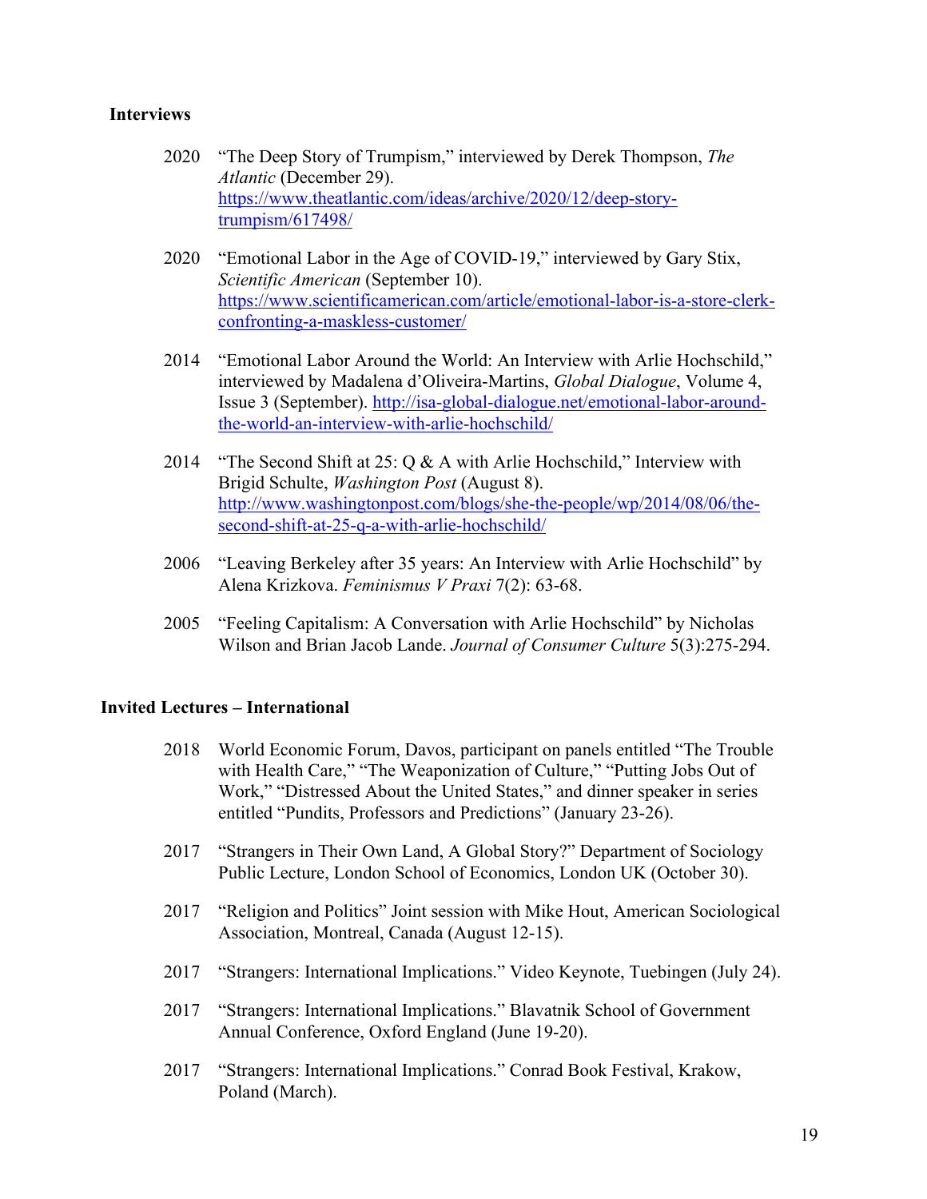**Interviews**

2020 "The Deep Story of Trumpism," interviewed by Derek Thompson, *The Atlantic* (December 29). https://www.theatlantic.com/ideas/archive/2020/12/deep-story-trumpism/617498/

2020 "Emotional Labor in the Age of COVID-19," interviewed by Gary Stix, *Scientific American* (September 10). https://www.scientificamerican.com/article/emotional-labor-is-a-store-clerk-confronting-a-maskless-customer/

2014 "Emotional Labor Around the World: An Interview with Arlie Hochschild," interviewed by Madalena d'Oliveira-Martins, *Global Dialogue*, Volume 4, Issue 3 (September). http://isa-global-dialogue.net/emotional-labor-around-the-world-an-interview-with-arlie-hochschild/

2014 "The Second Shift at 25: Q & A with Arlie Hochschild," Interview with Brigid Schulte, *Washington Post* (August 8). http://www.washingtonpost.com/blogs/she-the-people/wp/2014/08/06/the-second-shift-at-25-q-a-with-arlie-hochschild/

2006 "Leaving Berkeley after 35 years: An Interview with Arlie Hochschild" by Alena Krizkova. *Feminismus V Praxi* 7(2): 63-68.

2005 "Feeling Capitalism: A Conversation with Arlie Hochschild" by Nicholas Wilson and Brian Jacob Lande. *Journal of Consumer Culture* 5(3):275-294.

**Invited Lectures – International**

2018 World Economic Forum, Davos, participant on panels entitled "The Trouble with Health Care," "The Weaponization of Culture," "Putting Jobs Out of Work," "Distressed About the United States," and dinner speaker in series entitled "Pundits, Professors and Predictions" (January 23-26).

2017 "Strangers in Their Own Land, A Global Story?" Department of Sociology Public Lecture, London School of Economics, London UK (October 30).

2017 "Religion and Politics" Joint session with Mike Hout, American Sociological Association, Montreal, Canada (August 12-15).

2017 "Strangers: International Implications." Video Keynote, Tuebingen (July 24).

2017 "Strangers: International Implications." Blavatnik School of Government Annual Conference, Oxford England (June 19-20).

2017 "Strangers: International Implications." Conrad Book Festival, Krakow, Poland (March).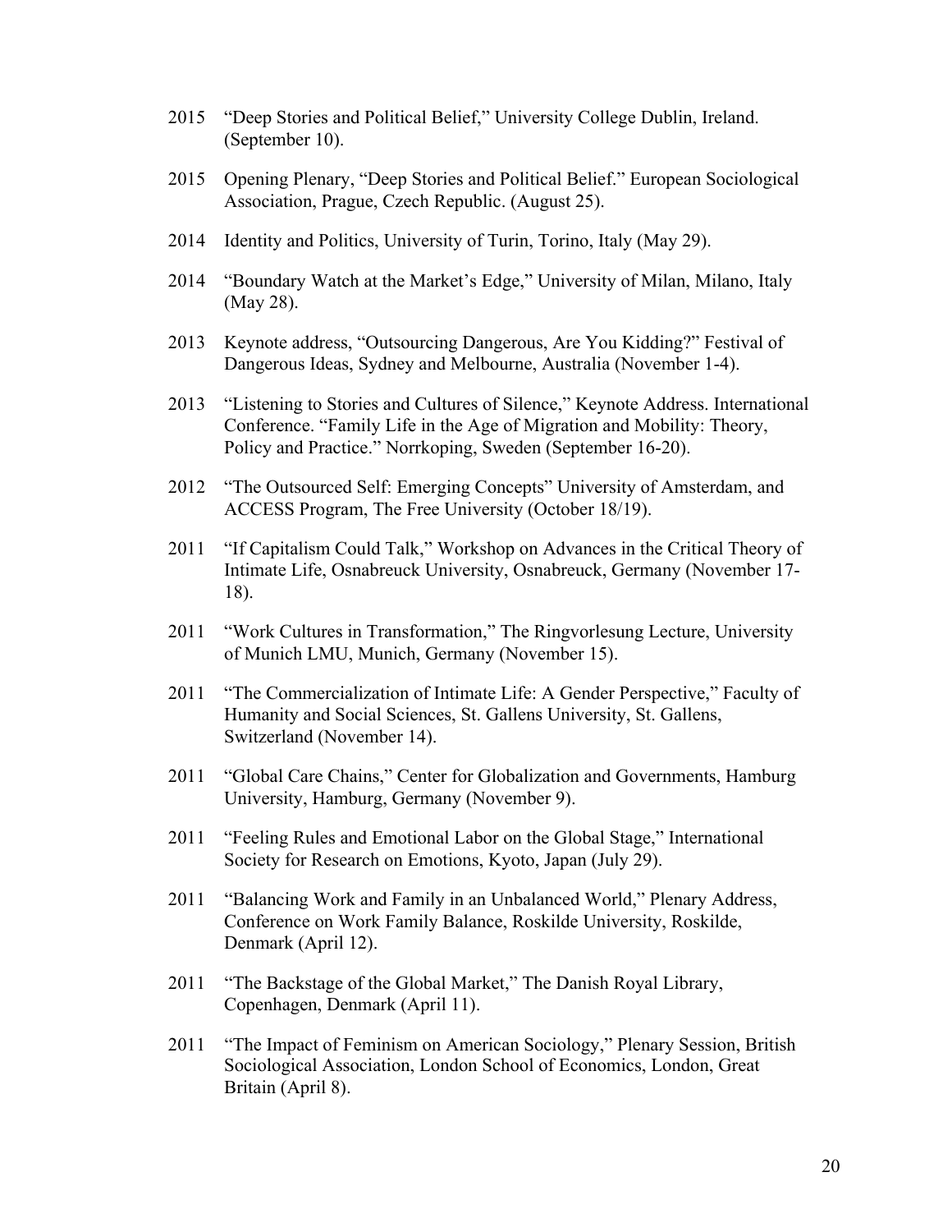2015 “Deep Stories and Political Belief,” University College Dublin, Ireland. (September 10).

2015 Opening Plenary, “Deep Stories and Political Belief.” European Sociological Association, Prague, Czech Republic. (August 25).

2014 Identity and Politics, University of Turin, Torino, Italy (May 29).

2014 “Boundary Watch at the Market’s Edge,” University of Milan, Milano, Italy (May 28).

2013 Keynote address, “Outsourcing Dangerous, Are You Kidding?” Festival of Dangerous Ideas, Sydney and Melbourne, Australia (November 1-4).

2013 “Listening to Stories and Cultures of Silence,” Keynote Address. International Conference. “Family Life in the Age of Migration and Mobility: Theory, Policy and Practice.” Norrkoping, Sweden (September 16-20).

2012 “The Outsourced Self: Emerging Concepts” University of Amsterdam, and ACCESS Program, The Free University (October 18/19).

2011 “If Capitalism Could Talk,” Workshop on Advances in the Critical Theory of Intimate Life, Osnabreuck University, Osnabreuck, Germany (November 17-18).

2011 “Work Cultures in Transformation,” The Ringvorlesung Lecture, University of Munich LMU, Munich, Germany (November 15).

2011 “The Commercialization of Intimate Life: A Gender Perspective,” Faculty of Humanity and Social Sciences, St. Gallens University, St. Gallens, Switzerland (November 14).

2011 “Global Care Chains,” Center for Globalization and Governments, Hamburg University, Hamburg, Germany (November 9).

2011 “Feeling Rules and Emotional Labor on the Global Stage,” International Society for Research on Emotions, Kyoto, Japan (July 29).

2011 “Balancing Work and Family in an Unbalanced World,” Plenary Address, Conference on Work Family Balance, Roskilde University, Roskilde, Denmark (April 12).

2011 “The Backstage of the Global Market,” The Danish Royal Library, Copenhagen, Denmark (April 11).

2011 “The Impact of Feminism on American Sociology,” Plenary Session, British Sociological Association, London School of Economics, London, Great Britain (April 8).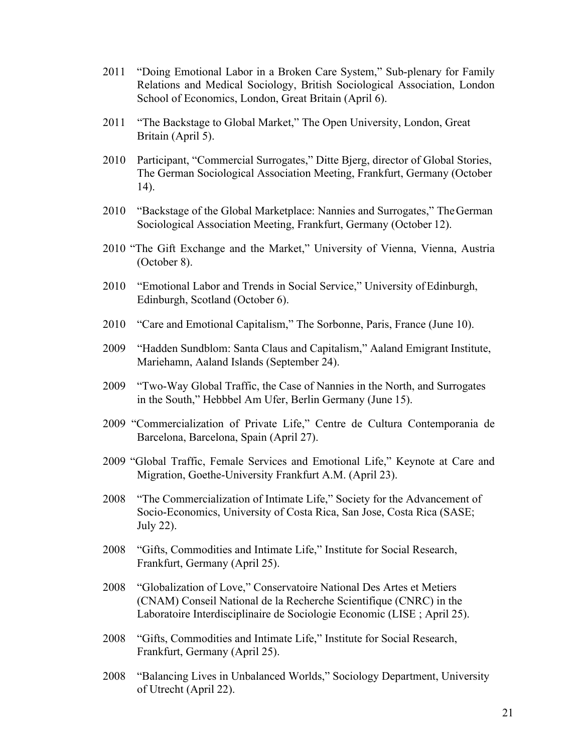2011 "Doing Emotional Labor in a Broken Care System," Sub-plenary for Family Relations and Medical Sociology, British Sociological Association, London School of Economics, London, Great Britain (April 6).

2011 "The Backstage to Global Market," The Open University, London, Great Britain (April 5).

2010 Participant, "Commercial Surrogates," Ditte Bjerg, director of Global Stories, The German Sociological Association Meeting, Frankfurt, Germany (October 14).

2010 "Backstage of the Global Marketplace: Nannies and Surrogates," The German Sociological Association Meeting, Frankfurt, Germany (October 12).

2010 "The Gift Exchange and the Market," University of Vienna, Vienna, Austria (October 8).

2010 "Emotional Labor and Trends in Social Service," University of Edinburgh, Edinburgh, Scotland (October 6).

2010 "Care and Emotional Capitalism," The Sorbonne, Paris, France (June 10).

2009 "Hadden Sundblom: Santa Claus and Capitalism," Aaland Emigrant Institute, Mariehamn, Aaland Islands (September 24).

2009 "Two-Way Global Traffic, the Case of Nannies in the North, and Surrogates in the South," Hebbbel Am Ufer, Berlin Germany (June 15).

2009 "Commercialization of Private Life," Centre de Cultura Contemporania de Barcelona, Barcelona, Spain (April 27).

2009 "Global Traffic, Female Services and Emotional Life," Keynote at Care and Migration, Goethe-University Frankfurt A.M. (April 23).

2008 "The Commercialization of Intimate Life," Society for the Advancement of Socio-Economics, University of Costa Rica, San Jose, Costa Rica (SASE; July 22).

2008 "Gifts, Commodities and Intimate Life," Institute for Social Research, Frankfurt, Germany (April 25).

2008 "Globalization of Love," Conservatoire National Des Artes et Metiers (CNAM) Conseil National de la Recherche Scientifique (CNRC) in the Laboratoire Interdisciplinaire de Sociologie Economic (LISE ; April 25).

2008 "Gifts, Commodities and Intimate Life," Institute for Social Research, Frankfurt, Germany (April 25).

2008 "Balancing Lives in Unbalanced Worlds," Sociology Department, University of Utrecht (April 22).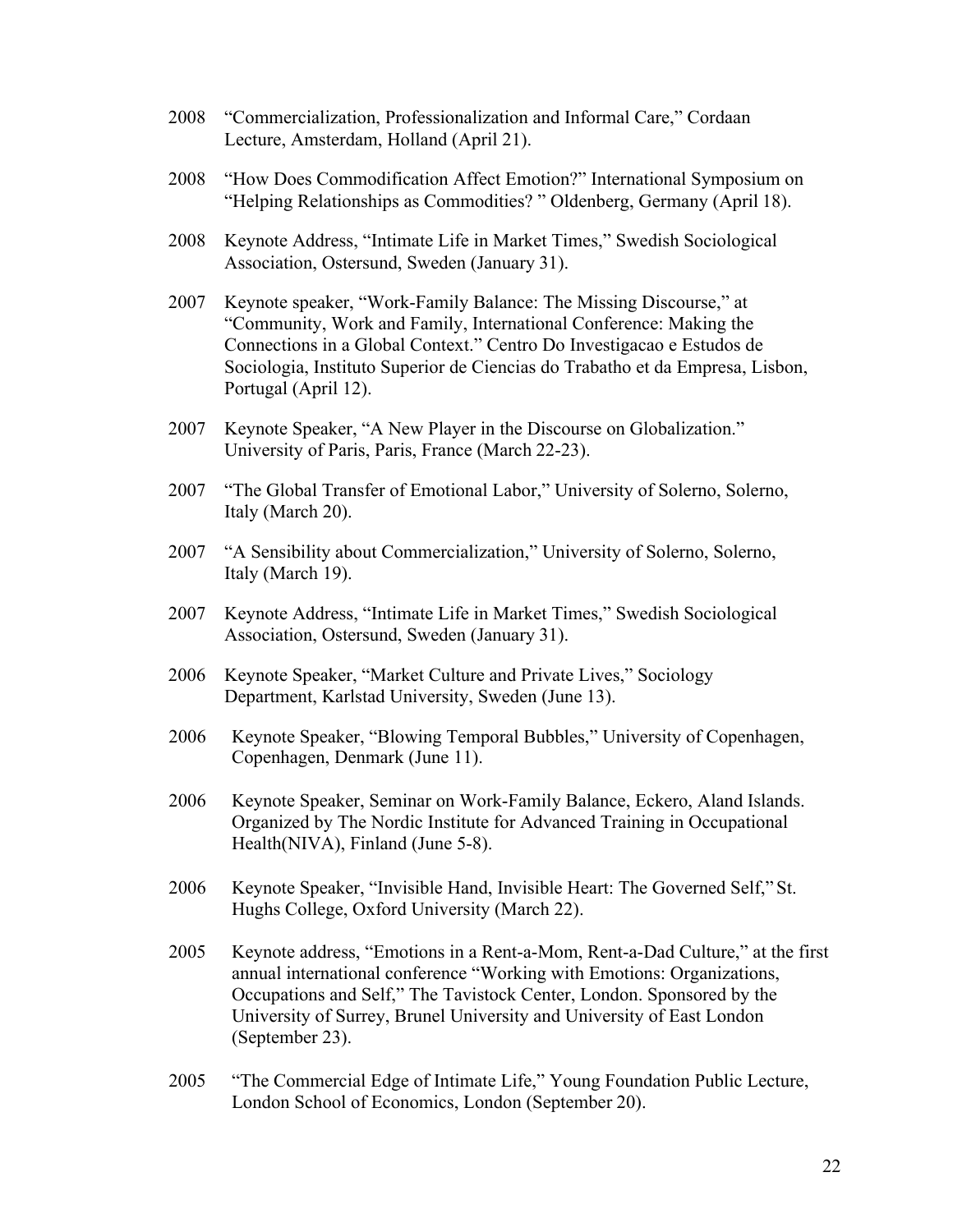2008 "Commercialization, Professionalization and Informal Care," Cordaan Lecture, Amsterdam, Holland (April 21).

2008 "How Does Commodification Affect Emotion?" International Symposium on "Helping Relationships as Commodities? " Oldenberg, Germany (April 18).

2008 Keynote Address, "Intimate Life in Market Times," Swedish Sociological Association, Ostersund, Sweden (January 31).

2007 Keynote speaker, "Work-Family Balance: The Missing Discourse," at "Community, Work and Family, International Conference: Making the Connections in a Global Context." Centro Do Investigacao e Estudos de Sociologia, Instituto Superior de Ciencias do Trabatho et da Empresa, Lisbon, Portugal (April 12).

2007 Keynote Speaker, "A New Player in the Discourse on Globalization." University of Paris, Paris, France (March 22-23).

2007 "The Global Transfer of Emotional Labor," University of Solerno, Solerno, Italy (March 20).

2007 "A Sensibility about Commercialization," University of Solerno, Solerno, Italy (March 19).

2007 Keynote Address, "Intimate Life in Market Times," Swedish Sociological Association, Ostersund, Sweden (January 31).

2006 Keynote Speaker, "Market Culture and Private Lives," Sociology Department, Karlstad University, Sweden (June 13).

2006 Keynote Speaker, "Blowing Temporal Bubbles," University of Copenhagen, Copenhagen, Denmark (June 11).

2006 Keynote Speaker, Seminar on Work-Family Balance, Eckero, Aland Islands. Organized by The Nordic Institute for Advanced Training in Occupational Health(NIVA), Finland (June 5-8).

2006 Keynote Speaker, "Invisible Hand, Invisible Heart: The Governed Self," St. Hughs College, Oxford University (March 22).

2005 Keynote address, "Emotions in a Rent-a-Mom, Rent-a-Dad Culture," at the first annual international conference "Working with Emotions: Organizations, Occupations and Self," The Tavistock Center, London. Sponsored by the University of Surrey, Brunel University and University of East London (September 23).

2005 "The Commercial Edge of Intimate Life," Young Foundation Public Lecture, London School of Economics, London (September 20).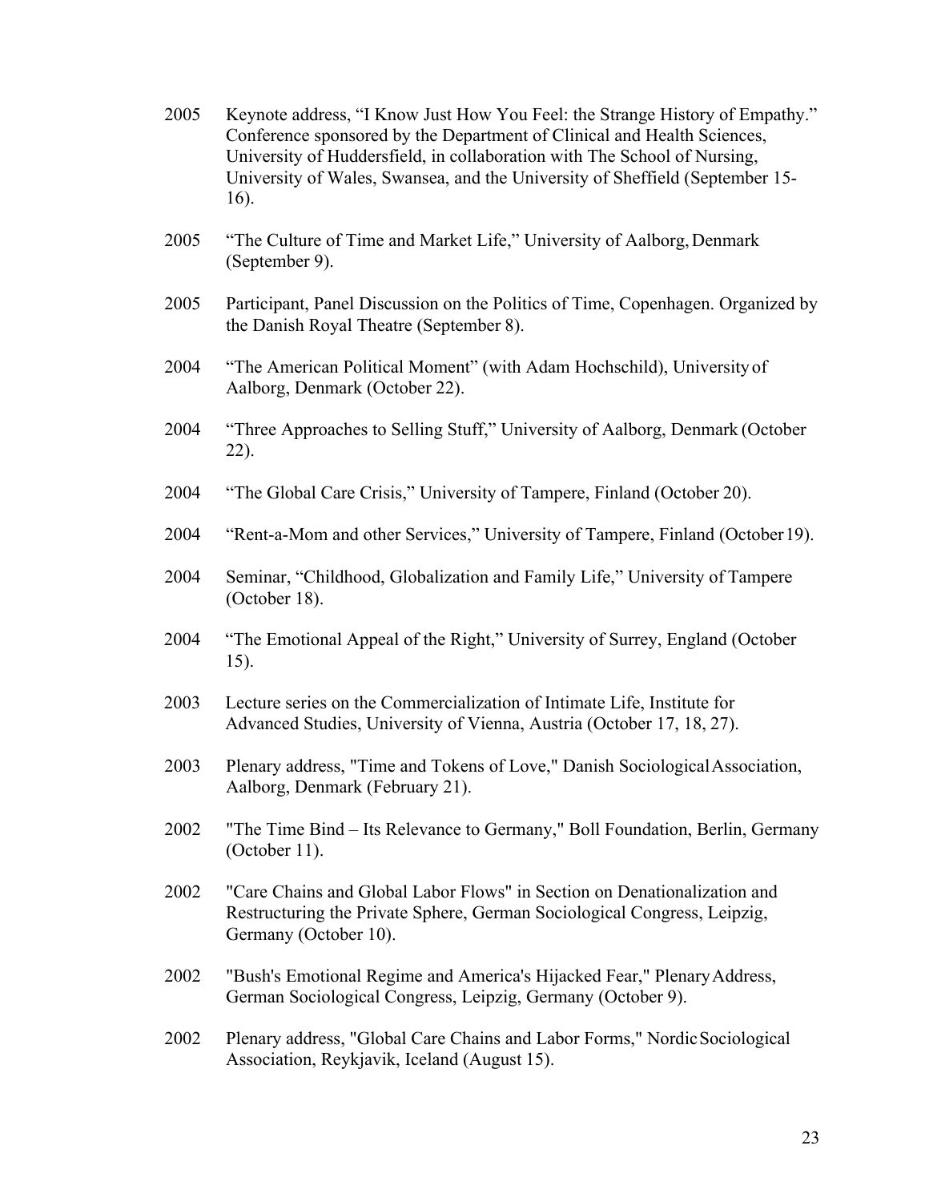2005 Keynote address, “I Know Just How You Feel: the Strange History of Empathy.” Conference sponsored by the Department of Clinical and Health Sciences, University of Huddersfield, in collaboration with The School of Nursing, University of Wales, Swansea, and the University of Sheffield (September 15-16).

2005 “The Culture of Time and Market Life,” University of Aalborg, Denmark (September 9).

2005 Participant, Panel Discussion on the Politics of Time, Copenhagen. Organized by the Danish Royal Theatre (September 8).

2004 “The American Political Moment” (with Adam Hochschild), University of Aalborg, Denmark (October 22).

2004 “Three Approaches to Selling Stuff,” University of Aalborg, Denmark (October 22).

2004 “The Global Care Crisis,” University of Tampere, Finland (October 20).

2004 “Rent-a-Mom and other Services,” University of Tampere, Finland (October 19).

2004 Seminar, “Childhood, Globalization and Family Life,” University of Tampere (October 18).

2004 “The Emotional Appeal of the Right,” University of Surrey, England (October 15).

2003 Lecture series on the Commercialization of Intimate Life, Institute for Advanced Studies, University of Vienna, Austria (October 17, 18, 27).

2003 Plenary address, "Time and Tokens of Love," Danish Sociological Association, Aalborg, Denmark (February 21).

2002 "The Time Bind – Its Relevance to Germany," Boll Foundation, Berlin, Germany (October 11).

2002 "Care Chains and Global Labor Flows" in Section on Denationalization and Restructuring the Private Sphere, German Sociological Congress, Leipzig, Germany (October 10).

2002 "Bush's Emotional Regime and America's Hijacked Fear," Plenary Address, German Sociological Congress, Leipzig, Germany (October 9).

2002 Plenary address, "Global Care Chains and Labor Forms," Nordic Sociological Association, Reykjavik, Iceland (August 15).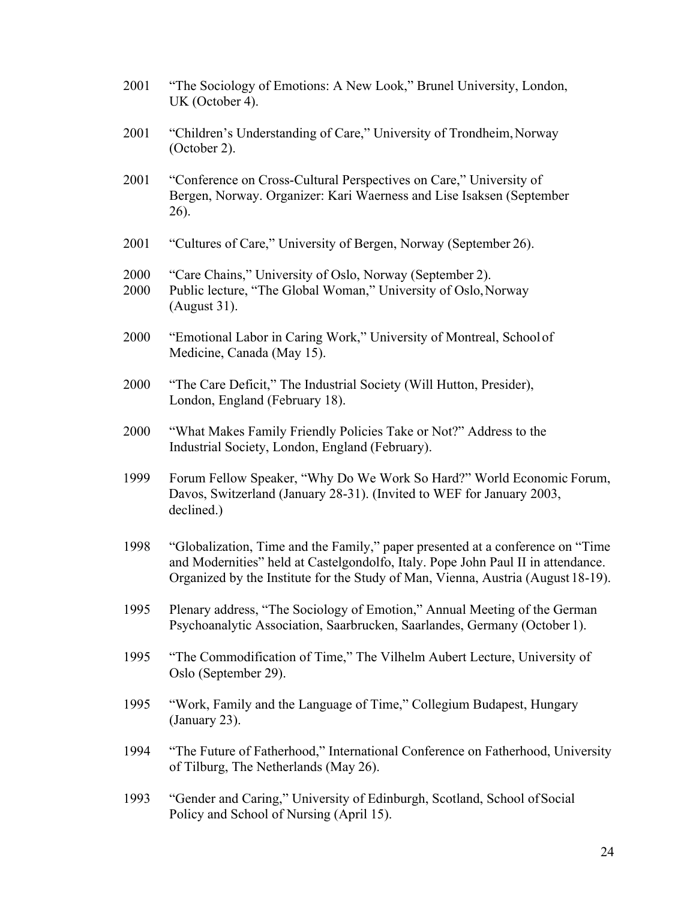2001 "The Sociology of Emotions: A New Look," Brunel University, London, UK (October 4).

2001 "Children's Understanding of Care," University of Trondheim, Norway (October 2).

2001 "Conference on Cross-Cultural Perspectives on Care," University of Bergen, Norway. Organizer: Kari Waerness and Lise Isaksen (September 26).

2001 "Cultures of Care," University of Bergen, Norway (September 26).

2000 "Care Chains," University of Oslo, Norway (September 2).
2000 Public lecture, "The Global Woman," University of Oslo, Norway (August 31).

2000 "Emotional Labor in Caring Work," University of Montreal, School of Medicine, Canada (May 15).

2000 "The Care Deficit," The Industrial Society (Will Hutton, Presider), London, England (February 18).

2000 "What Makes Family Friendly Policies Take or Not?" Address to the Industrial Society, London, England (February).

1999 Forum Fellow Speaker, "Why Do We Work So Hard?" World Economic Forum, Davos, Switzerland (January 28-31). (Invited to WEF for January 2003, declined.)

1998 "Globalization, Time and the Family," paper presented at a conference on "Time and Modernities" held at Castelgondolfo, Italy. Pope John Paul II in attendance. Organized by the Institute for the Study of Man, Vienna, Austria (August 18-19).

1995 Plenary address, "The Sociology of Emotion," Annual Meeting of the German Psychoanalytic Association, Saarbrucken, Saarlandes, Germany (October 1).

1995 "The Commodification of Time," The Vilhelm Aubert Lecture, University of Oslo (September 29).

1995 "Work, Family and the Language of Time," Collegium Budapest, Hungary (January 23).

1994 "The Future of Fatherhood," International Conference on Fatherhood, University of Tilburg, The Netherlands (May 26).

1993 "Gender and Caring," University of Edinburgh, Scotland, School of Social Policy and School of Nursing (April 15).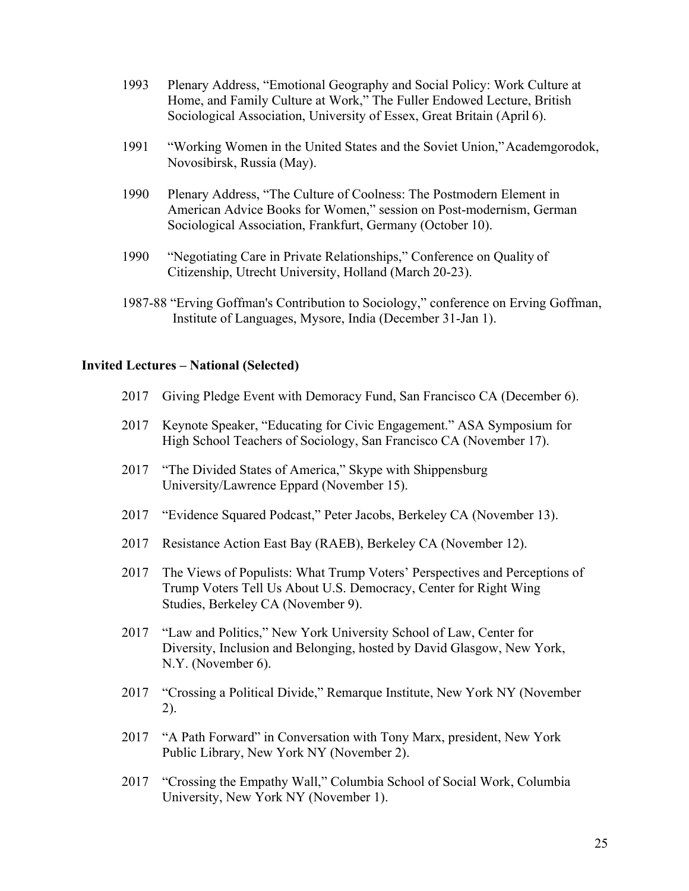1993 Plenary Address, "Emotional Geography and Social Policy: Work Culture at Home, and Family Culture at Work," The Fuller Endowed Lecture, British Sociological Association, University of Essex, Great Britain (April 6).

1991 "Working Women in the United States and the Soviet Union," Academgorodok, Novosibirsk, Russia (May).

1990 Plenary Address, "The Culture of Coolness: The Postmodern Element in American Advice Books for Women," session on Post-modernism, German Sociological Association, Frankfurt, Germany (October 10).

1990 "Negotiating Care in Private Relationships," Conference on Quality of Citizenship, Utrecht University, Holland (March 20-23).

1987-88 "Erving Goffman's Contribution to Sociology," conference on Erving Goffman, Institute of Languages, Mysore, India (December 31-Jan 1).

**Invited Lectures – National (Selected)**

2017 Giving Pledge Event with Demoracy Fund, San Francisco CA (December 6).

2017 Keynote Speaker, "Educating for Civic Engagement." ASA Symposium for High School Teachers of Sociology, San Francisco CA (November 17).

2017 "The Divided States of America," Skype with Shippensburg University/Lawrence Eppard (November 15).

2017 "Evidence Squared Podcast," Peter Jacobs, Berkeley CA (November 13).

2017 Resistance Action East Bay (RAEB), Berkeley CA (November 12).

2017 The Views of Populists: What Trump Voters' Perspectives and Perceptions of Trump Voters Tell Us About U.S. Democracy, Center for Right Wing Studies, Berkeley CA (November 9).

2017 "Law and Politics," New York University School of Law, Center for Diversity, Inclusion and Belonging, hosted by David Glasgow, New York, N.Y. (November 6).

2017 "Crossing a Political Divide," Remarque Institute, New York NY (November 2).

2017 "A Path Forward" in Conversation with Tony Marx, president, New York Public Library, New York NY (November 2).

2017 "Crossing the Empathy Wall," Columbia School of Social Work, Columbia University, New York NY (November 1).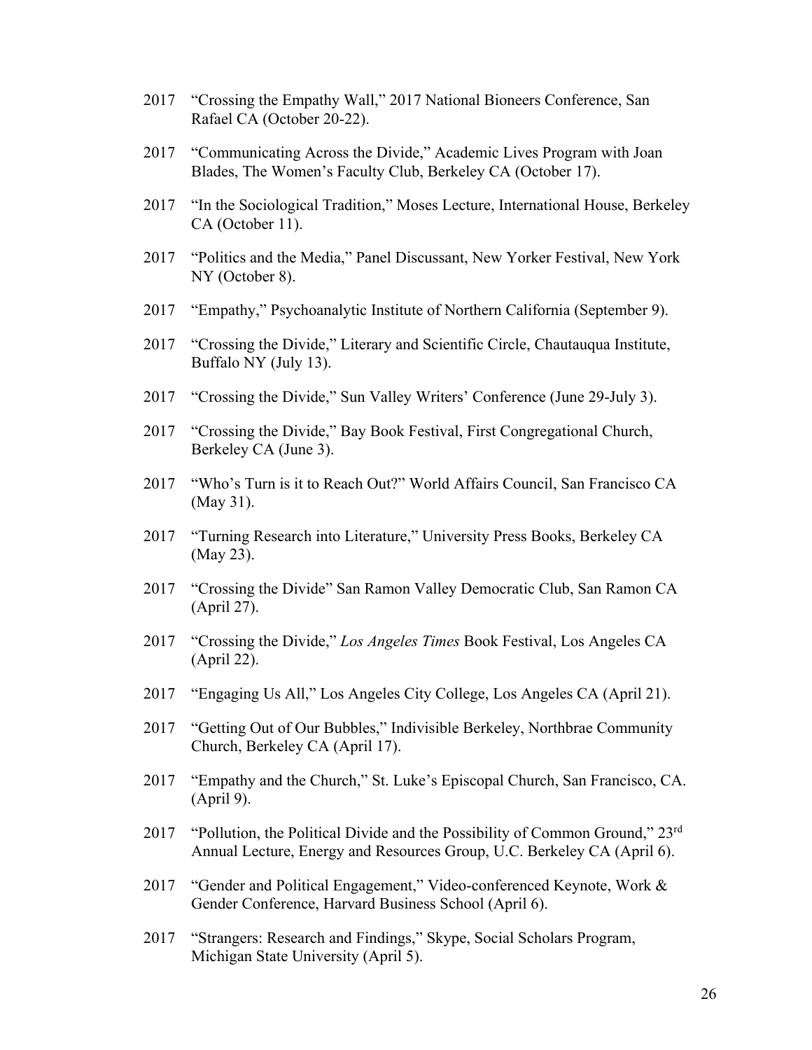2017 "Crossing the Empathy Wall," 2017 National Bioneers Conference, San Rafael CA (October 20-22).

2017 "Communicating Across the Divide," Academic Lives Program with Joan Blades, The Women's Faculty Club, Berkeley CA (October 17).

2017 "In the Sociological Tradition," Moses Lecture, International House, Berkeley CA (October 11).

2017 "Politics and the Media," Panel Discussant, New Yorker Festival, New York NY (October 8).

2017 "Empathy," Psychoanalytic Institute of Northern California (September 9).

2017 "Crossing the Divide," Literary and Scientific Circle, Chautauqua Institute, Buffalo NY (July 13).

2017 "Crossing the Divide," Sun Valley Writers' Conference (June 29-July 3).

2017 "Crossing the Divide," Bay Book Festival, First Congregational Church, Berkeley CA (June 3).

2017 "Who's Turn is it to Reach Out?" World Affairs Council, San Francisco CA (May 31).

2017 "Turning Research into Literature," University Press Books, Berkeley CA (May 23).

2017 "Crossing the Divide" San Ramon Valley Democratic Club, San Ramon CA (April 27).

2017 "Crossing the Divide," *Los Angeles Times* Book Festival, Los Angeles CA (April 22).

2017 "Engaging Us All," Los Angeles City College, Los Angeles CA (April 21).

2017 "Getting Out of Our Bubbles," Indivisible Berkeley, Northbrae Community Church, Berkeley CA (April 17).

2017 "Empathy and the Church," St. Luke's Episcopal Church, San Francisco, CA. (April 9).

2017 "Pollution, the Political Divide and the Possibility of Common Ground," 23rd Annual Lecture, Energy and Resources Group, U.C. Berkeley CA (April 6).

2017 "Gender and Political Engagement," Video-conferenced Keynote, Work & Gender Conference, Harvard Business School (April 6).

2017 "Strangers: Research and Findings," Skype, Social Scholars Program, Michigan State University (April 5).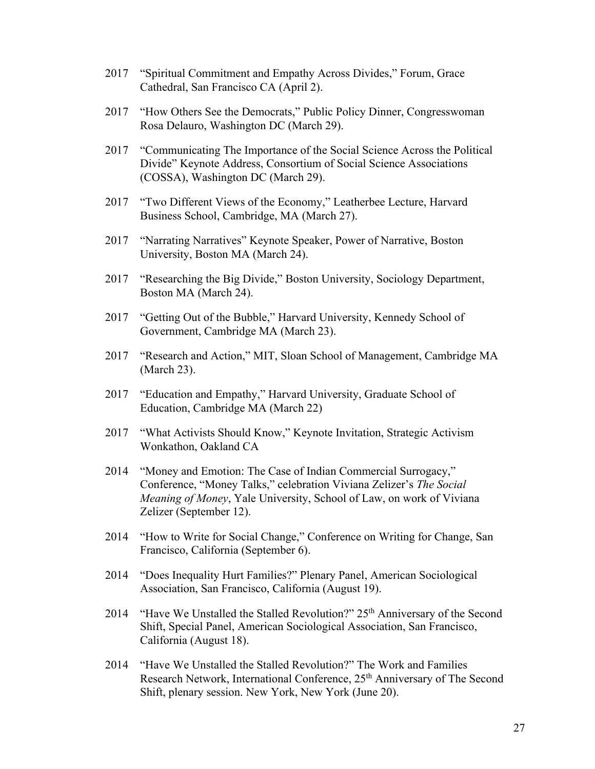2017 "Spiritual Commitment and Empathy Across Divides," Forum, Grace Cathedral, San Francisco CA (April 2).

2017 "How Others See the Democrats," Public Policy Dinner, Congresswoman Rosa Delauro, Washington DC (March 29).

2017 "Communicating The Importance of the Social Science Across the Political Divide" Keynote Address, Consortium of Social Science Associations (COSSA), Washington DC (March 29).

2017 "Two Different Views of the Economy," Leatherbee Lecture, Harvard Business School, Cambridge, MA (March 27).

2017 "Narrating Narratives" Keynote Speaker, Power of Narrative, Boston University, Boston MA (March 24).

2017 "Researching the Big Divide," Boston University, Sociology Department, Boston MA (March 24).

2017 "Getting Out of the Bubble," Harvard University, Kennedy School of Government, Cambridge MA (March 23).

2017 "Research and Action," MIT, Sloan School of Management, Cambridge MA (March 23).

2017 "Education and Empathy," Harvard University, Graduate School of Education, Cambridge MA (March 22)

2017 "What Activists Should Know," Keynote Invitation, Strategic Activism Wonkathon, Oakland CA

2014 "Money and Emotion: The Case of Indian Commercial Surrogacy," Conference, "Money Talks," celebration Viviana Zelizer's *The Social Meaning of Money*, Yale University, School of Law, on work of Viviana Zelizer (September 12).

2014 "How to Write for Social Change," Conference on Writing for Change, San Francisco, California (September 6).

2014 "Does Inequality Hurt Families?" Plenary Panel, American Sociological Association, San Francisco, California (August 19).

2014 "Have We Unstalled the Stalled Revolution?" 25th Anniversary of the Second Shift, Special Panel, American Sociological Association, San Francisco, California (August 18).

2014 "Have We Unstalled the Stalled Revolution?" The Work and Families Research Network, International Conference, 25th Anniversary of The Second Shift, plenary session. New York, New York (June 20).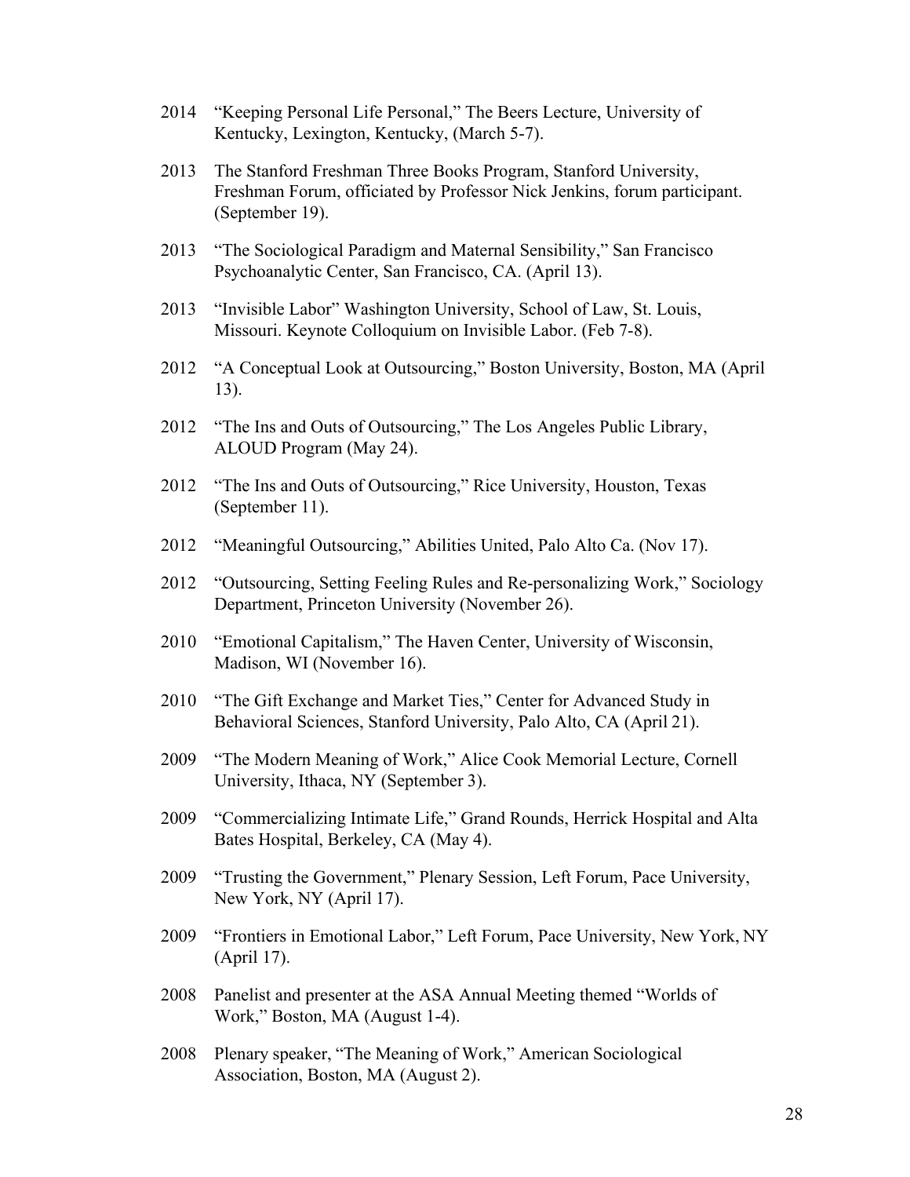2014 "Keeping Personal Life Personal," The Beers Lecture, University of Kentucky, Lexington, Kentucky, (March 5-7).

2013 The Stanford Freshman Three Books Program, Stanford University, Freshman Forum, officiated by Professor Nick Jenkins, forum participant. (September 19).

2013 "The Sociological Paradigm and Maternal Sensibility," San Francisco Psychoanalytic Center, San Francisco, CA. (April 13).

2013 "Invisible Labor" Washington University, School of Law, St. Louis, Missouri. Keynote Colloquium on Invisible Labor. (Feb 7-8).

2012 "A Conceptual Look at Outsourcing," Boston University, Boston, MA (April 13).

2012 "The Ins and Outs of Outsourcing," The Los Angeles Public Library, ALOUD Program (May 24).

2012 "The Ins and Outs of Outsourcing," Rice University, Houston, Texas (September 11).

2012 "Meaningful Outsourcing," Abilities United, Palo Alto Ca. (Nov 17).

2012 "Outsourcing, Setting Feeling Rules and Re-personalizing Work," Sociology Department, Princeton University (November 26).

2010 "Emotional Capitalism," The Haven Center, University of Wisconsin, Madison, WI (November 16).

2010 "The Gift Exchange and Market Ties," Center for Advanced Study in Behavioral Sciences, Stanford University, Palo Alto, CA (April 21).

2009 "The Modern Meaning of Work," Alice Cook Memorial Lecture, Cornell University, Ithaca, NY (September 3).

2009 "Commercializing Intimate Life," Grand Rounds, Herrick Hospital and Alta Bates Hospital, Berkeley, CA (May 4).

2009 "Trusting the Government," Plenary Session, Left Forum, Pace University, New York, NY (April 17).

2009 "Frontiers in Emotional Labor," Left Forum, Pace University, New York, NY (April 17).

2008 Panelist and presenter at the ASA Annual Meeting themed "Worlds of Work," Boston, MA (August 1-4).

2008 Plenary speaker, "The Meaning of Work," American Sociological Association, Boston, MA (August 2).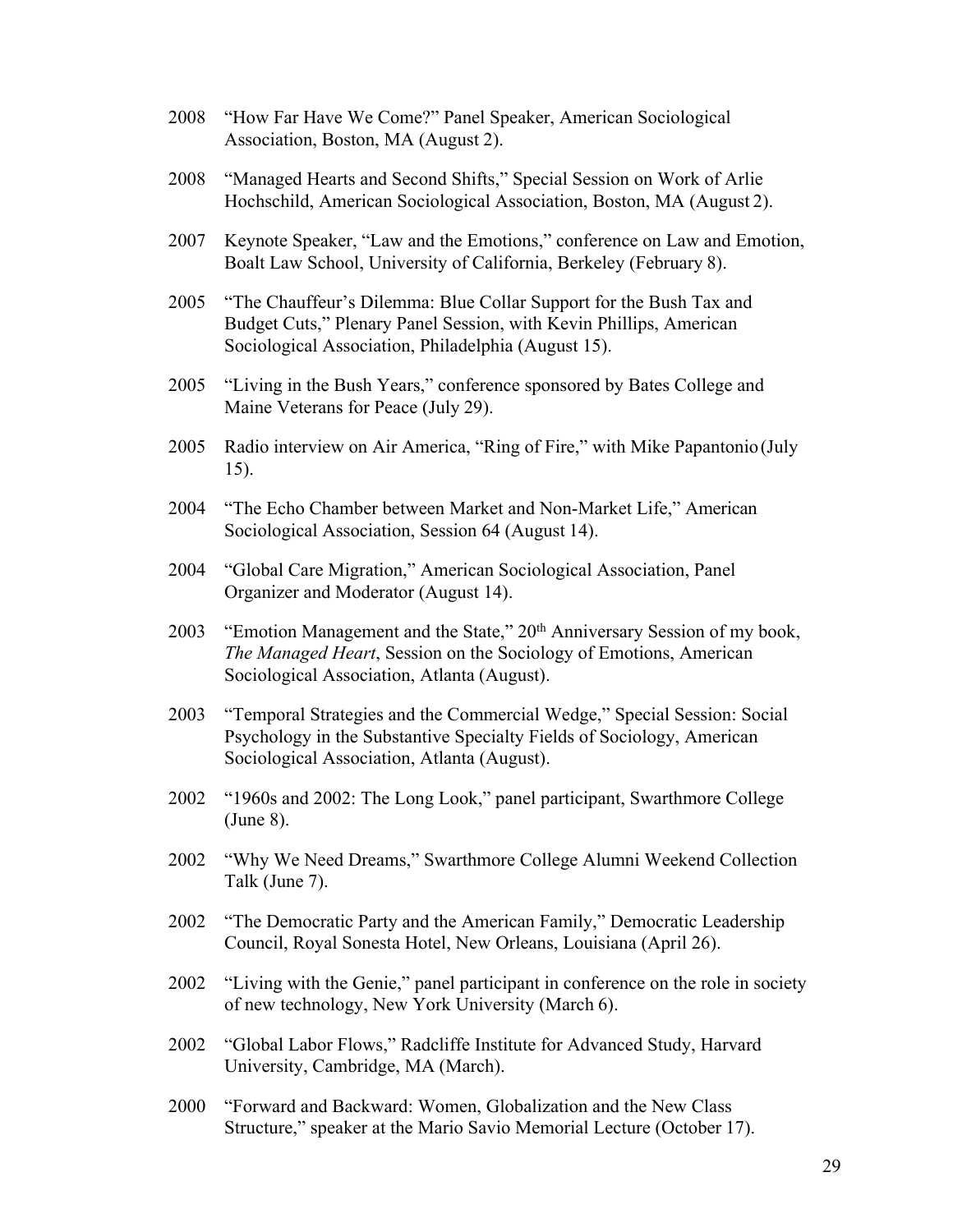2008 "How Far Have We Come?" Panel Speaker, American Sociological Association, Boston, MA (August 2).

2008 "Managed Hearts and Second Shifts," Special Session on Work of Arlie Hochschild, American Sociological Association, Boston, MA (August 2).

2007 Keynote Speaker, "Law and the Emotions," conference on Law and Emotion, Boalt Law School, University of California, Berkeley (February 8).

2005 "The Chauffeur's Dilemma: Blue Collar Support for the Bush Tax and Budget Cuts," Plenary Panel Session, with Kevin Phillips, American Sociological Association, Philadelphia (August 15).

2005 "Living in the Bush Years," conference sponsored by Bates College and Maine Veterans for Peace (July 29).

2005 Radio interview on Air America, "Ring of Fire," with Mike Papantonio (July 15).

2004 "The Echo Chamber between Market and Non-Market Life," American Sociological Association, Session 64 (August 14).

2004 "Global Care Migration," American Sociological Association, Panel Organizer and Moderator (August 14).

2003 "Emotion Management and the State," 20th Anniversary Session of my book, *The Managed Heart*, Session on the Sociology of Emotions, American Sociological Association, Atlanta (August).

2003 "Temporal Strategies and the Commercial Wedge," Special Session: Social Psychology in the Substantive Specialty Fields of Sociology, American Sociological Association, Atlanta (August).

2002 "1960s and 2002: The Long Look," panel participant, Swarthmore College (June 8).

2002 "Why We Need Dreams," Swarthmore College Alumni Weekend Collection Talk (June 7).

2002 "The Democratic Party and the American Family," Democratic Leadership Council, Royal Sonesta Hotel, New Orleans, Louisiana (April 26).

2002 "Living with the Genie," panel participant in conference on the role in society of new technology, New York University (March 6).

2002 "Global Labor Flows," Radcliffe Institute for Advanced Study, Harvard University, Cambridge, MA (March).

2000 "Forward and Backward: Women, Globalization and the New Class Structure," speaker at the Mario Savio Memorial Lecture (October 17).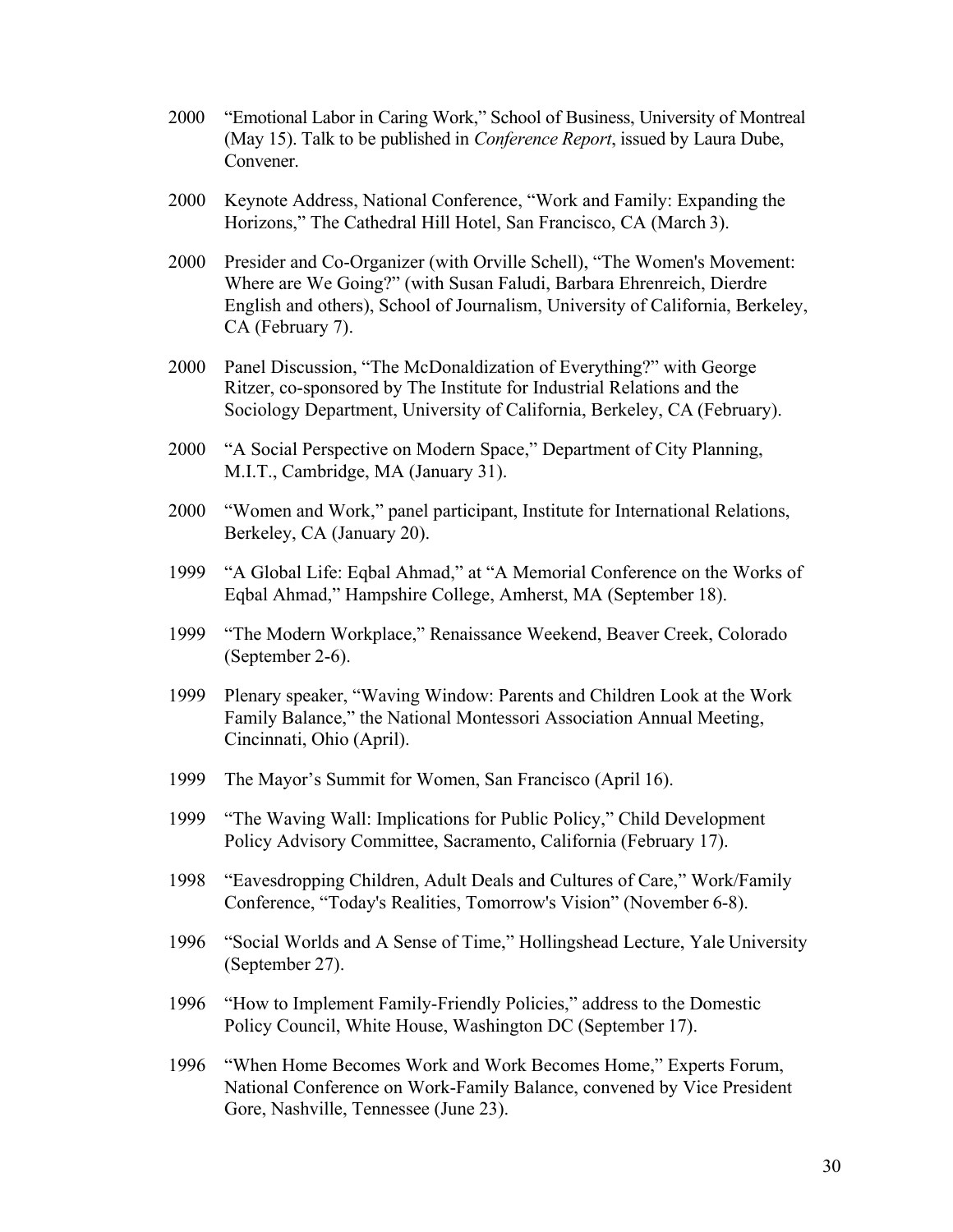2000 "Emotional Labor in Caring Work," School of Business, University of Montreal (May 15). Talk to be published in *Conference Report*, issued by Laura Dube, Convener.

2000 Keynote Address, National Conference, "Work and Family: Expanding the Horizons," The Cathedral Hill Hotel, San Francisco, CA (March 3).

2000 Presider and Co-Organizer (with Orville Schell), "The Women's Movement: Where are We Going?" (with Susan Faludi, Barbara Ehrenreich, Dierdre English and others), School of Journalism, University of California, Berkeley, CA (February 7).

2000 Panel Discussion, "The McDonaldization of Everything?" with George Ritzer, co-sponsored by The Institute for Industrial Relations and the Sociology Department, University of California, Berkeley, CA (February).

2000 "A Social Perspective on Modern Space," Department of City Planning, M.I.T., Cambridge, MA (January 31).

2000 "Women and Work," panel participant, Institute for International Relations, Berkeley, CA (January 20).

1999 "A Global Life: Eqbal Ahmad," at "A Memorial Conference on the Works of Eqbal Ahmad," Hampshire College, Amherst, MA (September 18).

1999 "The Modern Workplace," Renaissance Weekend, Beaver Creek, Colorado (September 2-6).

1999 Plenary speaker, "Waving Window: Parents and Children Look at the Work Family Balance," the National Montessori Association Annual Meeting, Cincinnati, Ohio (April).

1999 The Mayor's Summit for Women, San Francisco (April 16).

1999 "The Waving Wall: Implications for Public Policy," Child Development Policy Advisory Committee, Sacramento, California (February 17).

1998 "Eavesdropping Children, Adult Deals and Cultures of Care," Work/Family Conference, "Today's Realities, Tomorrow's Vision" (November 6-8).

1996 "Social Worlds and A Sense of Time," Hollingshead Lecture, Yale University (September 27).

1996 "How to Implement Family-Friendly Policies," address to the Domestic Policy Council, White House, Washington DC (September 17).

1996 "When Home Becomes Work and Work Becomes Home," Experts Forum, National Conference on Work-Family Balance, convened by Vice President Gore, Nashville, Tennessee (June 23).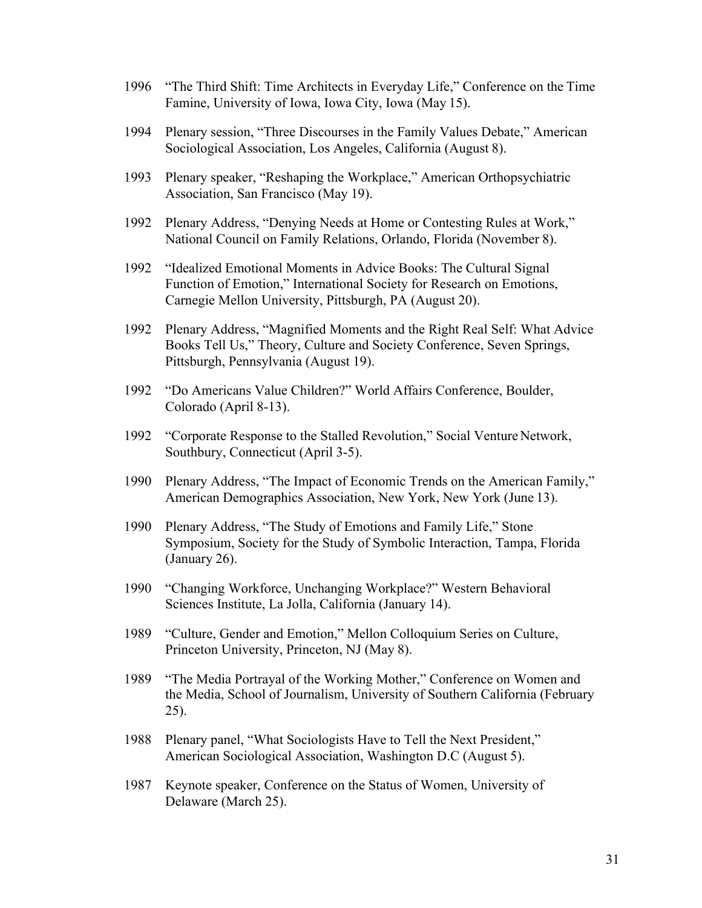1996 "The Third Shift: Time Architects in Everyday Life," Conference on the Time Famine, University of Iowa, Iowa City, Iowa (May 15).

1994 Plenary session, "Three Discourses in the Family Values Debate," American Sociological Association, Los Angeles, California (August 8).

1993 Plenary speaker, "Reshaping the Workplace," American Orthopsychiatric Association, San Francisco (May 19).

1992 Plenary Address, "Denying Needs at Home or Contesting Rules at Work," National Council on Family Relations, Orlando, Florida (November 8).

1992 "Idealized Emotional Moments in Advice Books: The Cultural Signal Function of Emotion," International Society for Research on Emotions, Carnegie Mellon University, Pittsburgh, PA (August 20).

1992 Plenary Address, "Magnified Moments and the Right Real Self: What Advice Books Tell Us," Theory, Culture and Society Conference, Seven Springs, Pittsburgh, Pennsylvania (August 19).

1992 "Do Americans Value Children?" World Affairs Conference, Boulder, Colorado (April 8-13).

1992 "Corporate Response to the Stalled Revolution," Social Venture Network, Southbury, Connecticut (April 3-5).

1990 Plenary Address, "The Impact of Economic Trends on the American Family," American Demographics Association, New York, New York (June 13).

1990 Plenary Address, "The Study of Emotions and Family Life," Stone Symposium, Society for the Study of Symbolic Interaction, Tampa, Florida (January 26).

1990 "Changing Workforce, Unchanging Workplace?" Western Behavioral Sciences Institute, La Jolla, California (January 14).

1989 "Culture, Gender and Emotion," Mellon Colloquium Series on Culture, Princeton University, Princeton, NJ (May 8).

1989 "The Media Portrayal of the Working Mother," Conference on Women and the Media, School of Journalism, University of Southern California (February 25).

1988 Plenary panel, "What Sociologists Have to Tell the Next President," American Sociological Association, Washington D.C (August 5).

1987 Keynote speaker, Conference on the Status of Women, University of Delaware (March 25).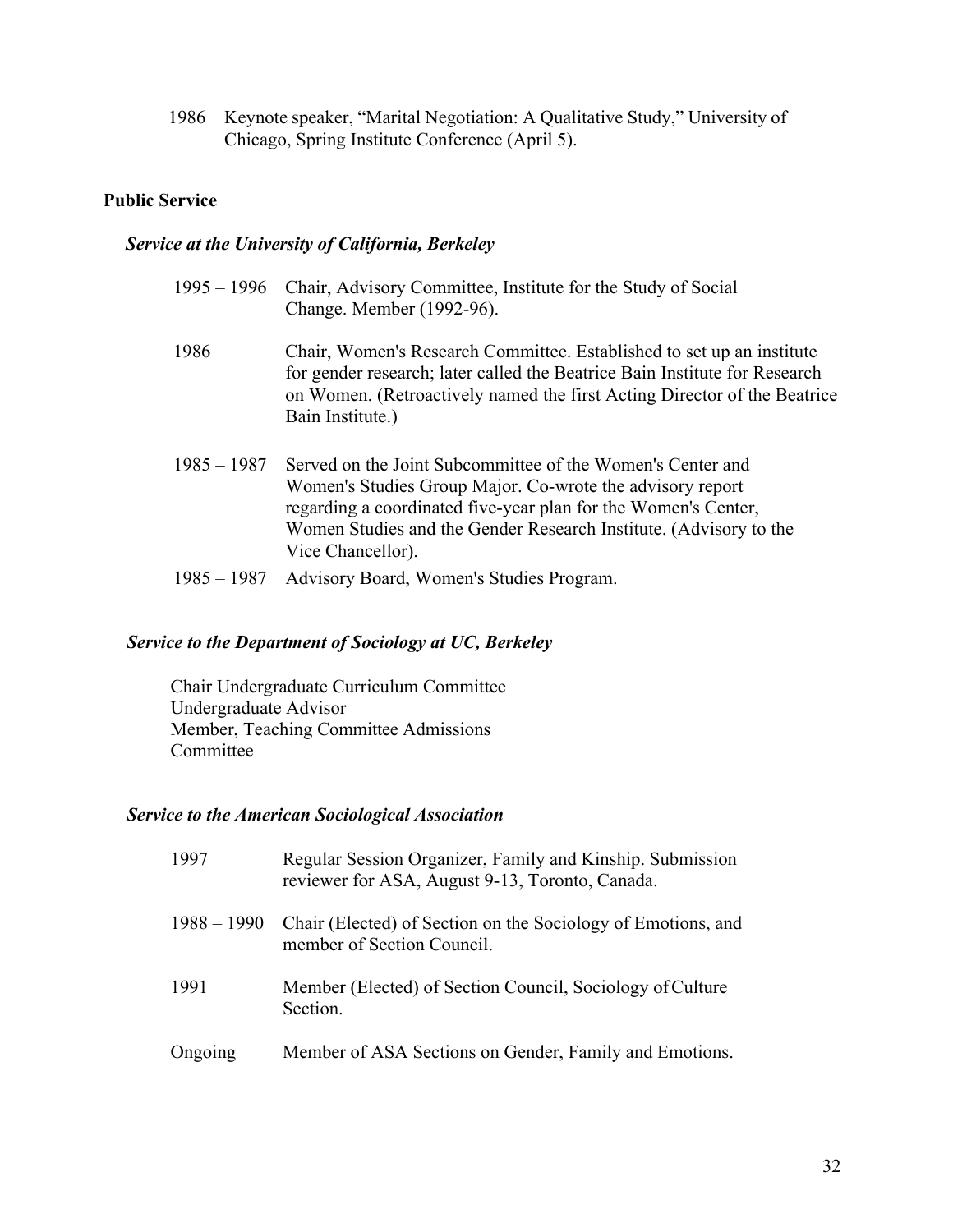1986 Keynote speaker, "Marital Negotiation: A Qualitative Study," University of Chicago, Spring Institute Conference (April 5).

## Public Service

### *Service at the University of California, Berkeley*

1995 – 1996 Chair, Advisory Committee, Institute for the Study of Social Change. Member (1992-96).

1986 Chair, Women's Research Committee. Established to set up an institute for gender research; later called the Beatrice Bain Institute for Research on Women. (Retroactively named the first Acting Director of the Beatrice Bain Institute.)

1985 – 1987 Served on the Joint Subcommittee of the Women's Center and Women's Studies Group Major. Co-wrote the advisory report regarding a coordinated five-year plan for the Women's Center, Women Studies and the Gender Research Institute. (Advisory to the Vice Chancellor).

1985 – 1987 Advisory Board, Women's Studies Program.

### *Service to the Department of Sociology at UC, Berkeley*

Chair Undergraduate Curriculum Committee
Undergraduate Advisor
Member, Teaching Committee Admissions Committee

### *Service to the American Sociological Association*

1997 Regular Session Organizer, Family and Kinship. Submission reviewer for ASA, August 9-13, Toronto, Canada.

1988 – 1990 Chair (Elected) of Section on the Sociology of Emotions, and member of Section Council.

1991 Member (Elected) of Section Council, Sociology of Culture Section.

Ongoing Member of ASA Sections on Gender, Family and Emotions.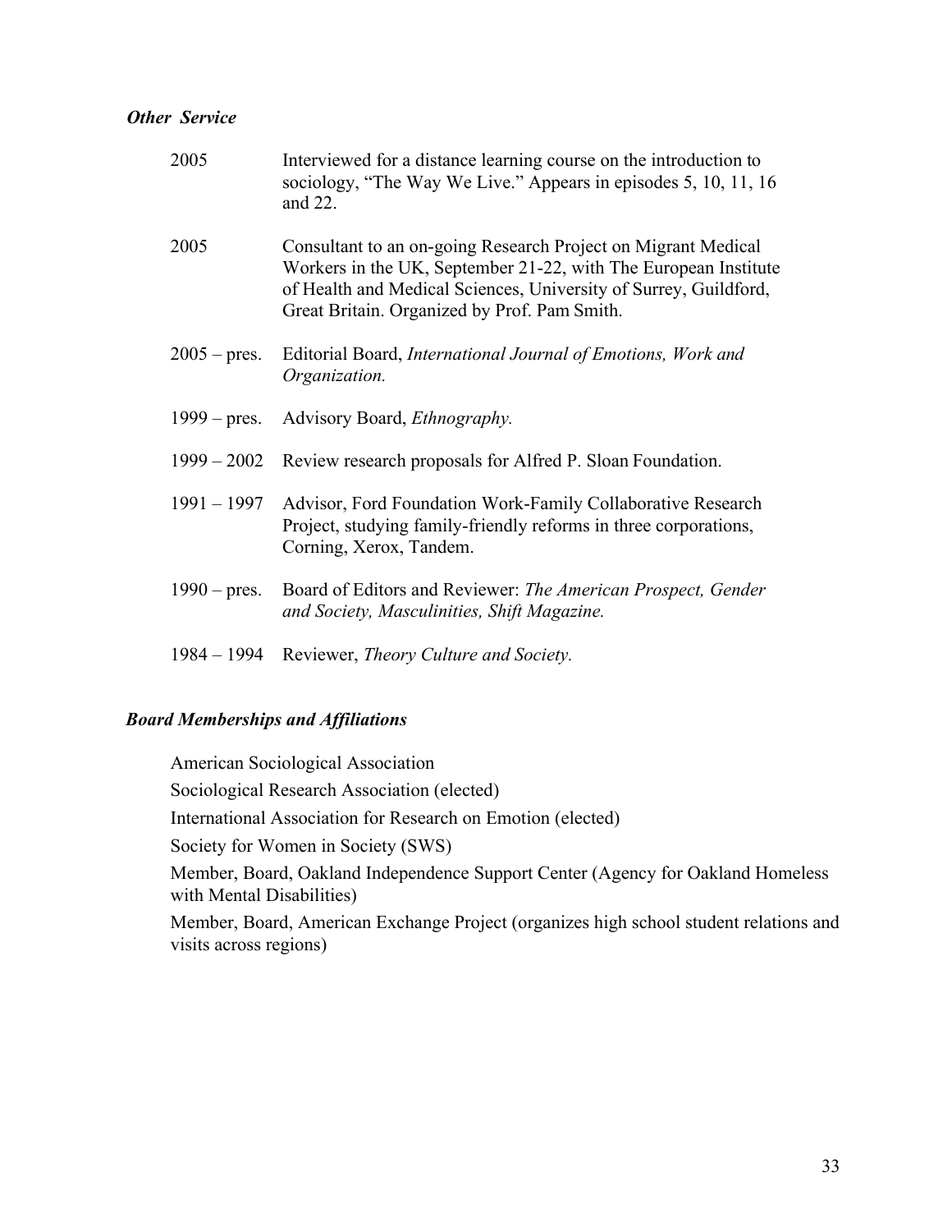***Other Service***

| | |
|---|---|
| 2005 | Interviewed for a distance learning course on the introduction to sociology, "The Way We Live." Appears in episodes 5, 10, 11, 16 and 22. |
| 2005 | Consultant to an on-going Research Project on Migrant Medical Workers in the UK, September 21-22, with The European Institute of Health and Medical Sciences, University of Surrey, Guildford, Great Britain. Organized by Prof. Pam Smith. |
| 2005 – pres. | Editorial Board, *International Journal of Emotions, Work and Organization.* |
| 1999 – pres. | Advisory Board, *Ethnography.* |
| 1999 – 2002 | Review research proposals for Alfred P. Sloan Foundation. |
| 1991 – 1997 | Advisor, Ford Foundation Work-Family Collaborative Research Project, studying family-friendly reforms in three corporations, Corning, Xerox, Tandem. |
| 1990 – pres. | Board of Editors and Reviewer: *The American Prospect, Gender and Society, Masculinities, Shift Magazine.* |
| 1984 – 1994 | Reviewer, *Theory Culture and Society.* |

***Board Memberships and Affiliations***

American Sociological Association

Sociological Research Association (elected)

International Association for Research on Emotion (elected)

Society for Women in Society (SWS)

Member, Board, Oakland Independence Support Center (Agency for Oakland Homeless with Mental Disabilities)

Member, Board, American Exchange Project (organizes high school student relations and visits across regions)